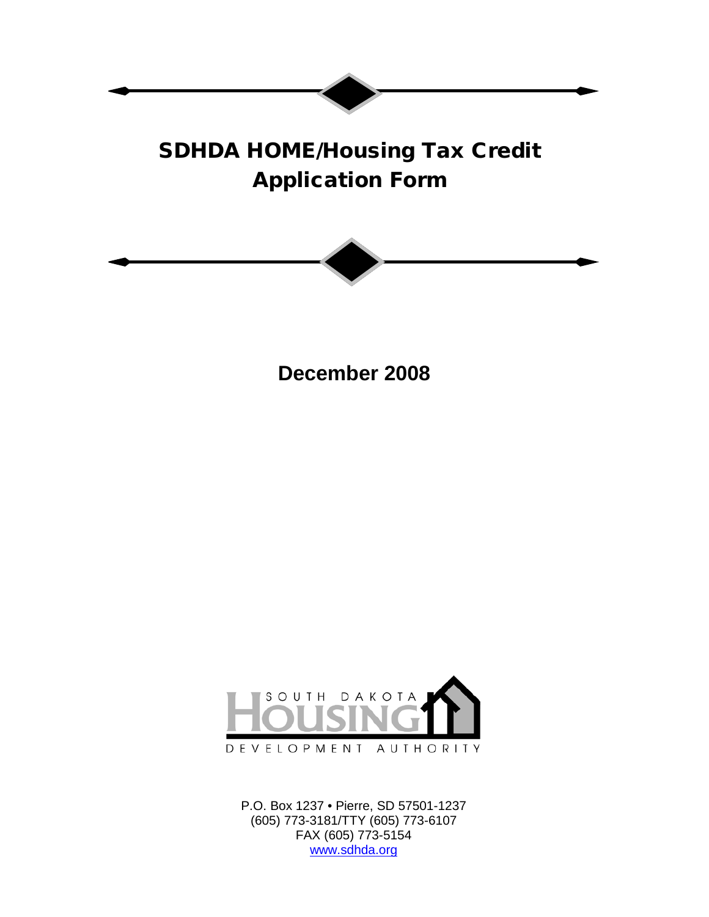# SDHDA HOME/Housing Tax Credit Application Form

**December 2008**

SOUTH DAKOTA HOUSING DEVELOPMENT AUTHORITY

P.O. Box 1237 • Pierre, SD 57501-1237
(605) 773-3181/TTY (605) 773-6107
FAX (605) 773-5154
www.sdhda.org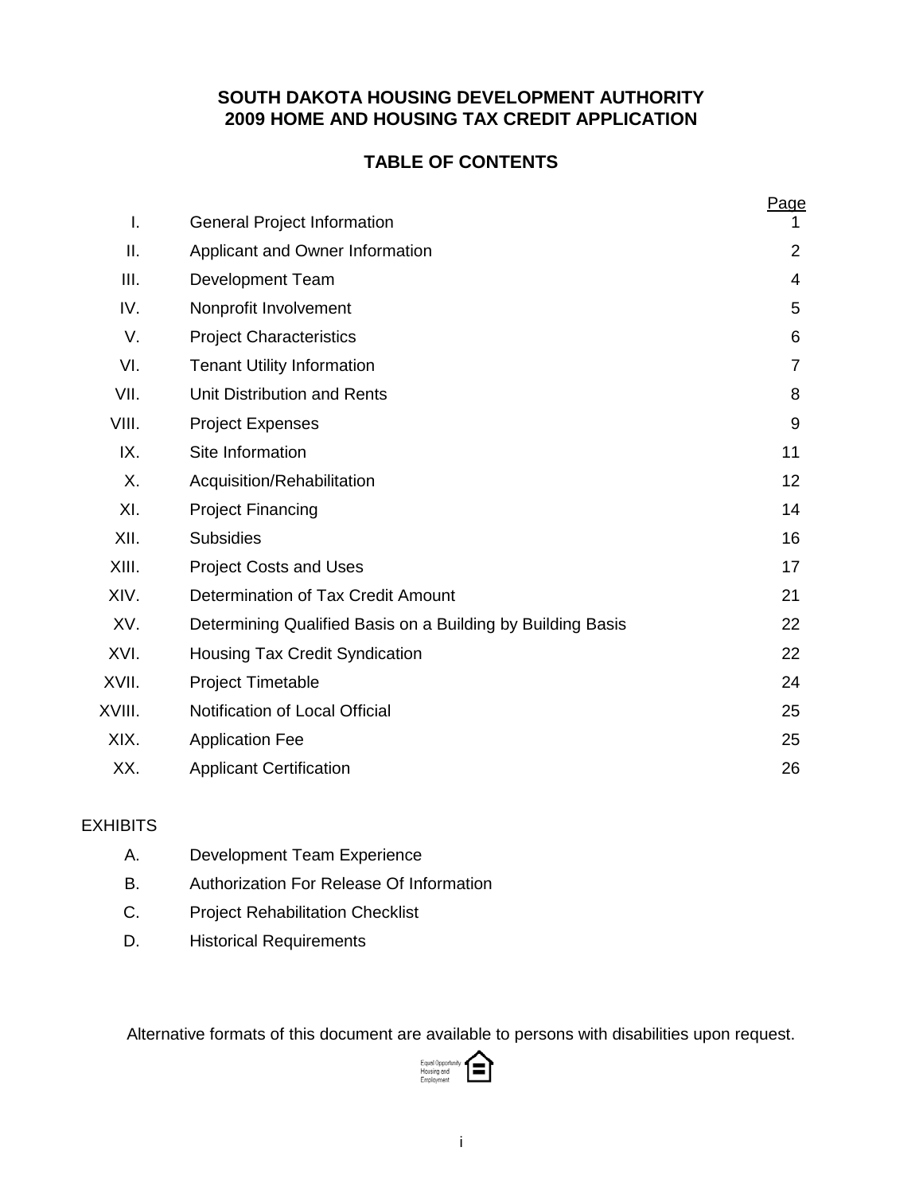# SOUTH DAKOTA HOUSING DEVELOPMENT AUTHORITY
# 2009 HOME AND HOUSING TAX CREDIT APPLICATION

## TABLE OF CONTENTS

| | | Page |
|---|---|---|
| I. | General Project Information | 1 |
| II. | Applicant and Owner Information | 2 |
| III. | Development Team | 4 |
| IV. | Nonprofit Involvement | 5 |
| V. | Project Characteristics | 6 |
| VI. | Tenant Utility Information | 7 |
| VII. | Unit Distribution and Rents | 8 |
| VIII. | Project Expenses | 9 |
| IX. | Site Information | 11 |
| X. | Acquisition/Rehabilitation | 12 |
| XI. | Project Financing | 14 |
| XII. | Subsidies | 16 |
| XIII. | Project Costs and Uses | 17 |
| XIV. | Determination of Tax Credit Amount | 21 |
| XV. | Determining Qualified Basis on a Building by Building Basis | 22 |
| XVI. | Housing Tax Credit Syndication | 22 |
| XVII. | Project Timetable | 24 |
| XVIII. | Notification of Local Official | 25 |
| XIX. | Application Fee | 25 |
| XX. | Applicant Certification | 26 |

EXHIBITS

| | |
|---|---|
| A. | Development Team Experience |
| B. | Authorization For Release Of Information |
| C. | Project Rehabilitation Checklist |
| D. | Historical Requirements |

Alternative formats of this document are available to persons with disabilities upon request.

Equal Opportunity Housing and Employment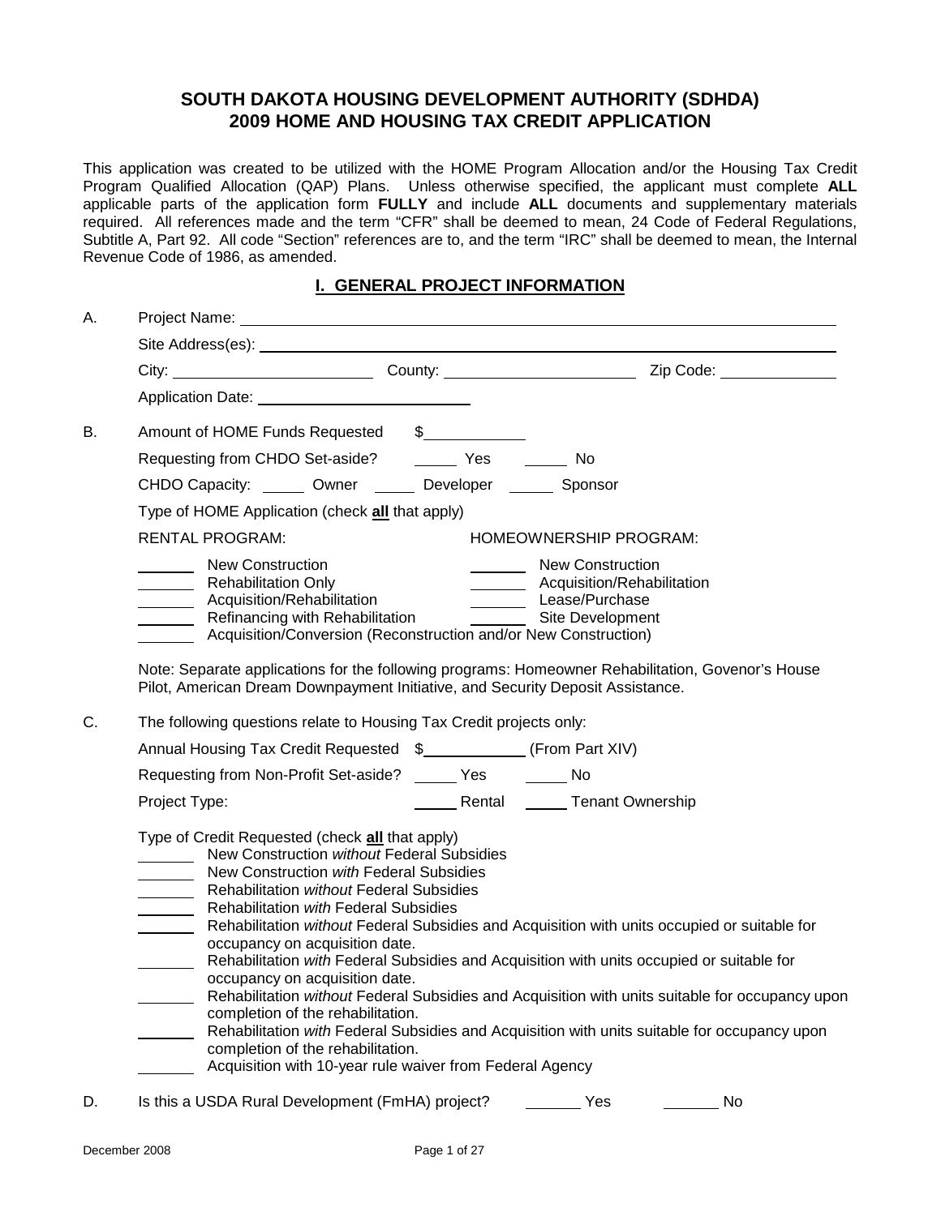# SOUTH DAKOTA HOUSING DEVELOPMENT AUTHORITY (SDHDA)
# 2009 HOME AND HOUSING TAX CREDIT APPLICATION

This application was created to be utilized with the HOME Program Allocation and/or the Housing Tax Credit Program Qualified Allocation (QAP) Plans. Unless otherwise specified, the applicant must complete **ALL** applicable parts of the application form **FULLY** and include **ALL** documents and supplementary materials required. All references made and the term "CFR" shall be deemed to mean, 24 Code of Federal Regulations, Subtitle A, Part 92. All code "Section" references are to, and the term "IRC" shall be deemed to mean, the Internal Revenue Code of 1986, as amended.

## I. GENERAL PROJECT INFORMATION

A. Project Name: ____________________

Site Address(es): ____________________

City: ____________ County: ____________ Zip Code: ____________

Application Date: ____________

B. Amount of HOME Funds Requested $____________

Requesting from CHDO Set-aside? _____ Yes _____ No

CHDO Capacity: _____ Owner _____ Developer _____ Sponsor

Type of HOME Application (check **all** that apply)

RENTAL PROGRAM:

- _______ New Construction
- _______ Rehabilitation Only
- _______ Acquisition/Rehabilitation
- _______ Refinancing with Rehabilitation
- _______ Acquisition/Conversion (Reconstruction and/or New Construction)

HOMEOWNERSHIP PROGRAM:

- _______ New Construction
- _______ Acquisition/Rehabilitation
- _______ Lease/Purchase
- _______ Site Development

Note: Separate applications for the following programs: Homeowner Rehabilitation, Govenor's House Pilot, American Dream Downpayment Initiative, and Security Deposit Assistance.

C. The following questions relate to Housing Tax Credit projects only:

Annual Housing Tax Credit Requested $____________ (From Part XIV)

Requesting from Non-Profit Set-aside? _____ Yes _____ No

Project Type: _____ Rental _____ Tenant Ownership

Type of Credit Requested (check **all** that apply)

- _______ New Construction *without* Federal Subsidies
- _______ New Construction *with* Federal Subsidies
- _______ Rehabilitation *without* Federal Subsidies
- _______ Rehabilitation *with* Federal Subsidies
- _______ Rehabilitation *without* Federal Subsidies and Acquisition with units occupied or suitable for occupancy on acquisition date.
- _______ Rehabilitation *with* Federal Subsidies and Acquisition with units occupied or suitable for occupancy on acquisition date.
- _______ Rehabilitation *without* Federal Subsidies and Acquisition with units suitable for occupancy upon completion of the rehabilitation.
- _______ Rehabilitation *with* Federal Subsidies and Acquisition with units suitable for occupancy upon completion of the rehabilitation.
- _______ Acquisition with 10-year rule waiver from Federal Agency

D. Is this a USDA Rural Development (FmHA) project? _______ Yes _______ No

December 2008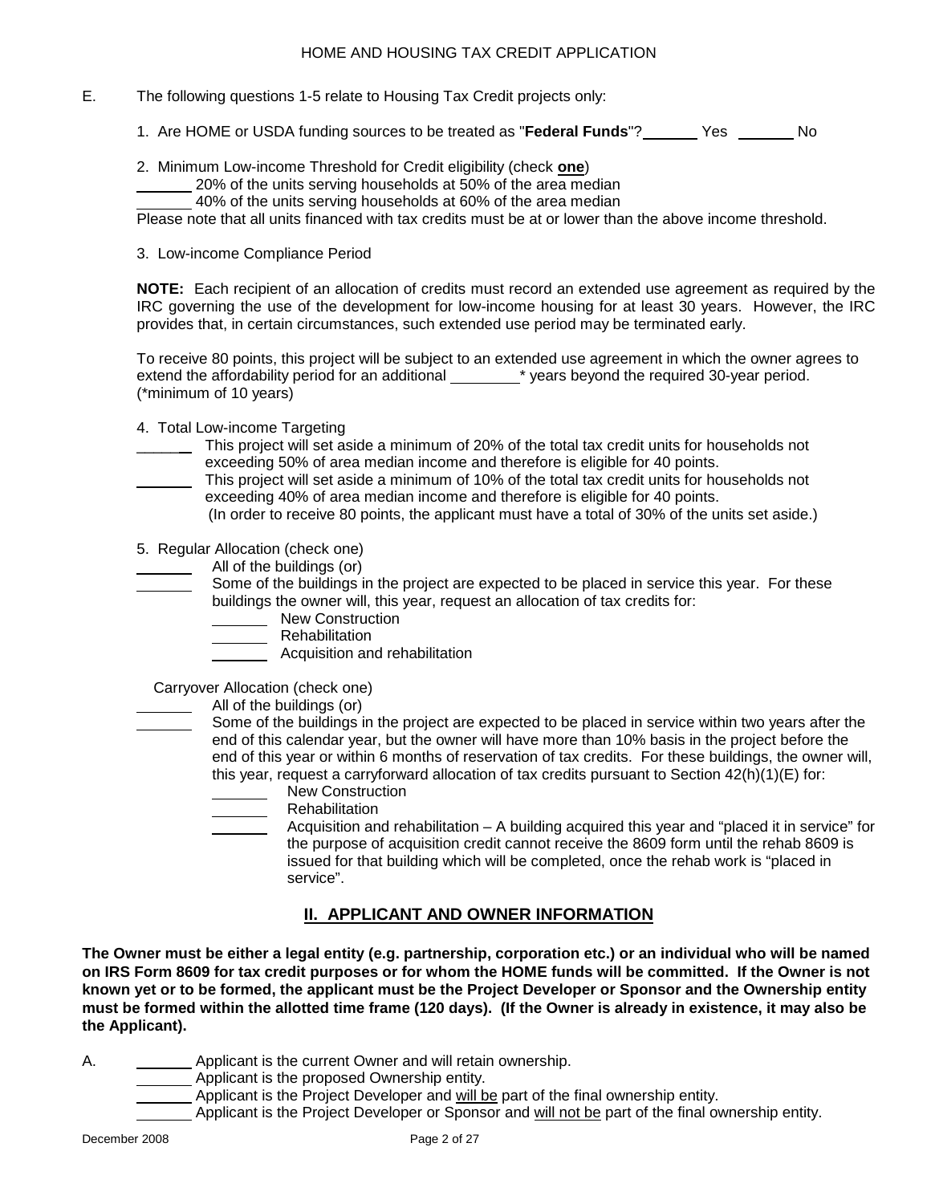E. The following questions 1-5 relate to Housing Tax Credit projects only:

1. Are HOME or USDA funding sources to be treated as "**Federal Funds**"? _______ Yes _______ No

2. Minimum Low-income Threshold for Credit eligibility (check **one**)

_______ 20% of the units serving households at 50% of the area median

_______ 40% of the units serving households at 60% of the area median

Please note that all units financed with tax credits must be at or lower than the above income threshold.

3. Low-income Compliance Period

**NOTE:** Each recipient of an allocation of credits must record an extended use agreement as required by the IRC governing the use of the development for low-income housing for at least 30 years. However, the IRC provides that, in certain circumstances, such extended use period may be terminated early.

To receive 80 points, this project will be subject to an extended use agreement in which the owner agrees to extend the affordability period for an additional ________* years beyond the required 30-year period. (*minimum of 10 years)

4. Total Low-income Targeting

_______ This project will set aside a minimum of 20% of the total tax credit units for households not exceeding 50% of area median income and therefore is eligible for 40 points.

_______ This project will set aside a minimum of 10% of the total tax credit units for households not exceeding 40% of area median income and therefore is eligible for 40 points.
(In order to receive 80 points, the applicant must have a total of 30% of the units set aside.)

5. Regular Allocation (check one)

_______ All of the buildings (or)

_______ Some of the buildings in the project are expected to be placed in service this year. For these buildings the owner will, this year, request an allocation of tax credits for:

- _______ New Construction
- _______ Rehabilitation
- _______ Acquisition and rehabilitation

Carryover Allocation (check one)

_______ All of the buildings (or)

_______ Some of the buildings in the project are expected to be placed in service within two years after the end of this calendar year, but the owner will have more than 10% basis in the project before the end of this year or within 6 months of reservation of tax credits. For these buildings, the owner will, this year, request a carryforward allocation of tax credits pursuant to Section 42(h)(1)(E) for:

- _______ New Construction
- _______ Rehabilitation
- _______ Acquisition and rehabilitation – A building acquired this year and "placed it in service" for the purpose of acquisition credit cannot receive the 8609 form until the rehab 8609 is issued for that building which will be completed, once the rehab work is "placed in service".

## II. APPLICANT AND OWNER INFORMATION

**The Owner must be either a legal entity (e.g. partnership, corporation etc.) or an individual who will be named on IRS Form 8609 for tax credit purposes or for whom the HOME funds will be committed. If the Owner is not known yet or to be formed, the applicant must be the Project Developer or Sponsor and the Ownership entity must be formed within the allotted time frame (120 days). (If the Owner is already in existence, it may also be the Applicant).**

A. _______ Applicant is the current Owner and will retain ownership.

_______ Applicant is the proposed Ownership entity.

_______ Applicant is the Project Developer and will be part of the final ownership entity.

_______ Applicant is the Project Developer or Sponsor and will not be part of the final ownership entity.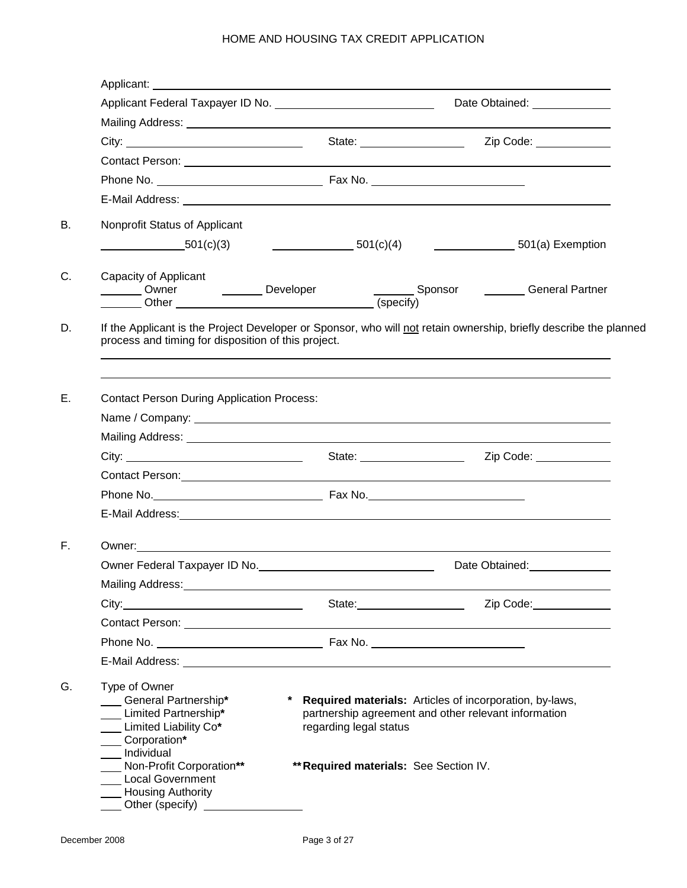Applicant: ______________________________________________

Applicant Federal Taxpayer ID No. ______________________ Date Obtained: ____________

Mailing Address: ______________________________________________

City: ______________________ State: ______________ Zip Code: ____________

Contact Person: ______________________________________________

Phone No. ______________________ Fax No. ______________________

E-Mail Address: ______________________________________________

B. Nonprofit Status of Applicant

____________ 501(c)(3) ____________ 501(c)(4) ____________ 501(a) Exemption

C. Capacity of Applicant

_______ Owner _______ Developer _______ Sponsor _______ General Partner

_______ Other ______________________________ (specify)

D. If the Applicant is the Project Developer or Sponsor, who will not retain ownership, briefly describe the planned process and timing for disposition of this project.

______________________________________________

______________________________________________

E. Contact Person During Application Process:

Name / Company: ______________________________________________

Mailing Address: ______________________________________________

City: ______________________ State: ______________ Zip Code: ____________

Contact Person: ______________________________________________

Phone No. ______________________ Fax No. ______________________

E-Mail Address: ______________________________________________

F. Owner: ______________________________________________

Owner Federal Taxpayer ID No. ______________________ Date Obtained: ____________

Mailing Address: ______________________________________________

City: ______________________ State: ______________ Zip Code: ____________

Contact Person: ______________________________________________

Phone No. ______________________ Fax No. ______________________

E-Mail Address: ______________________________________________

G. Type of Owner

___ General Partnership**\***
___ Limited Partnership**\***
___ Limited Liability Co**\***
___ Corporation**\***
___ Individual
___ Non-Profit Corporation**\*\***
___ Local Government
___ Housing Authority
___ Other (specify) ______________

\* **Required materials:** Articles of incorporation, by-laws, partnership agreement and other relevant information regarding legal status

\*\* **Required materials:** See Section IV.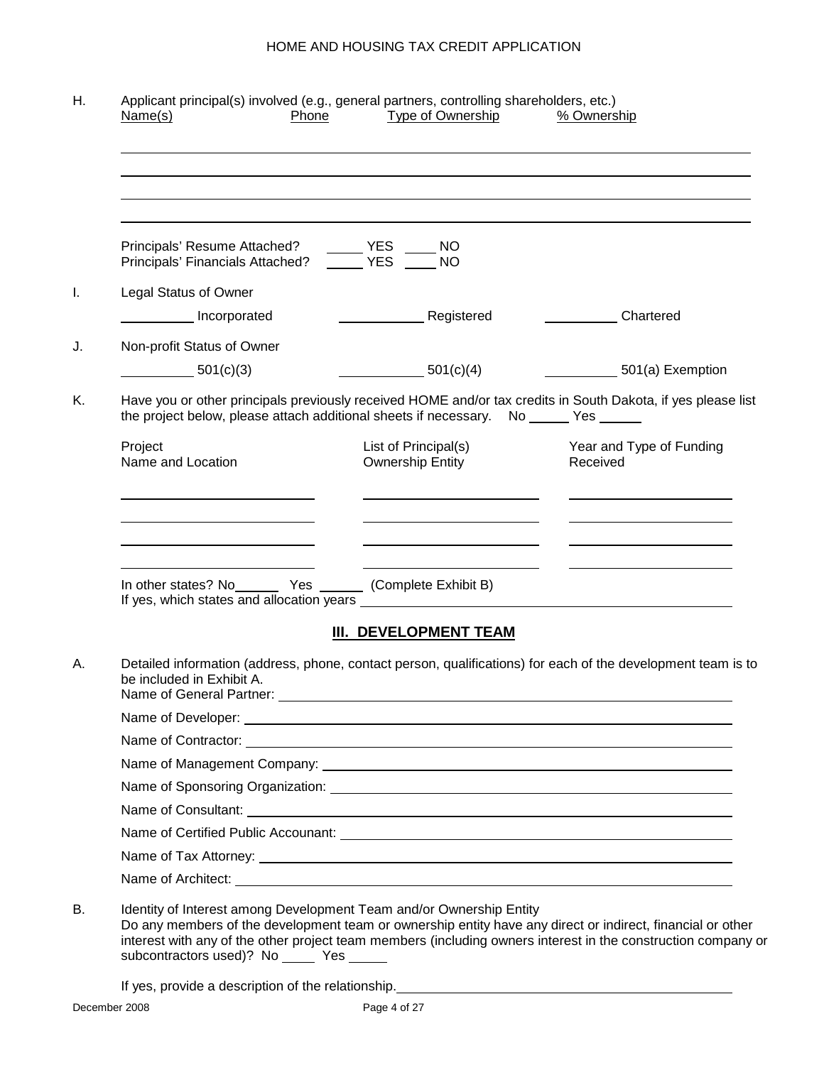H. Applicant principal(s) involved (e.g., general partners, controlling shareholders, etc.)

| Name(s) | Phone | Type of Ownership | % Ownership |
|---|---|---|---|
| | | | |
| | | | |
| | | | |
| | | | |

Principals' Resume Attached? _____ YES _____ NO
Principals' Financials Attached? _____ YES _____ NO

I. Legal Status of Owner

_________ Incorporated _________ Registered _________ Chartered

J. Non-profit Status of Owner

_________ 501(c)(3) _________ 501(c)(4) _________ 501(a) Exemption

K. Have you or other principals previously received HOME and/or tax credits in South Dakota, if yes please list the project below, please attach additional sheets if necessary. No _____ Yes _____

| Project Name and Location | List of Principal(s) Ownership Entity | Year and Type of Funding Received |
|---|---|---|
| | | |
| | | |
| | | |
| | | |

In other states? No_____ Yes _____ (Complete Exhibit B)
If yes, which states and allocation years _______________

## III. DEVELOPMENT TEAM

A. Detailed information (address, phone, contact person, qualifications) for each of the development team is to be included in Exhibit A.

Name of General Partner: _______________

Name of Developer: _______________

Name of Contractor: _______________

Name of Management Company: _______________

Name of Sponsoring Organization: _______________

Name of Consultant: _______________

Name of Certified Public Accounant: _______________

Name of Tax Attorney: _______________

Name of Architect: _______________

B. Identity of Interest among Development Team and/or Ownership Entity
Do any members of the development team or ownership entity have any direct or indirect, financial or other interest with any of the other project team members (including owners interest in the construction company or subcontractors used)? No _____ Yes _____

If yes, provide a description of the relationship. _______________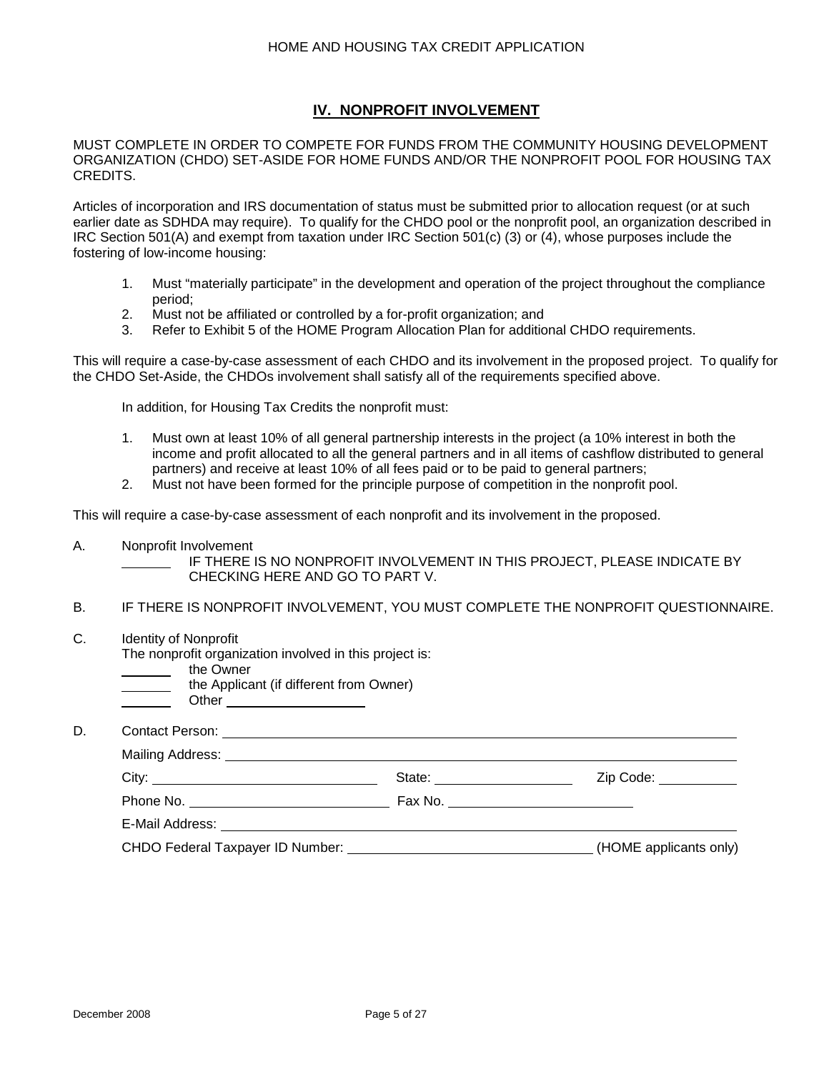## IV. NONPROFIT INVOLVEMENT

MUST COMPLETE IN ORDER TO COMPETE FOR FUNDS FROM THE COMMUNITY HOUSING DEVELOPMENT ORGANIZATION (CHDO) SET-ASIDE FOR HOME FUNDS AND/OR THE NONPROFIT POOL FOR HOUSING TAX CREDITS.

Articles of incorporation and IRS documentation of status must be submitted prior to allocation request (or at such earlier date as SDHDA may require). To qualify for the CHDO pool or the nonprofit pool, an organization described in IRC Section 501(A) and exempt from taxation under IRC Section 501(c) (3) or (4), whose purposes include the fostering of low-income housing:

1. Must "materially participate" in the development and operation of the project throughout the compliance period;
2. Must not be affiliated or controlled by a for-profit organization; and
3. Refer to Exhibit 5 of the HOME Program Allocation Plan for additional CHDO requirements.

This will require a case-by-case assessment of each CHDO and its involvement in the proposed project. To qualify for the CHDO Set-Aside, the CHDOs involvement shall satisfy all of the requirements specified above.

In addition, for Housing Tax Credits the nonprofit must:

1. Must own at least 10% of all general partnership interests in the project (a 10% interest in both the income and profit allocated to all the general partners and in all items of cashflow distributed to general partners) and receive at least 10% of all fees paid or to be paid to general partners;
2. Must not have been formed for the principle purpose of competition in the nonprofit pool.

This will require a case-by-case assessment of each nonprofit and its involvement in the proposed.

A. Nonprofit Involvement

_______ IF THERE IS NO NONPROFIT INVOLVEMENT IN THIS PROJECT, PLEASE INDICATE BY CHECKING HERE AND GO TO PART V.

B. IF THERE IS NONPROFIT INVOLVEMENT, YOU MUST COMPLETE THE NONPROFIT QUESTIONNAIRE.

C. Identity of Nonprofit

The nonprofit organization involved in this project is:

_______ the Owner
_______ the Applicant (if different from Owner)
_______ Other ____________________

D. Contact Person: ____________________

Mailing Address: ____________________

City: ____________________ State: ____________________ Zip Code: ____________

Phone No. ____________________ Fax No. ____________________

E-Mail Address: ____________________

CHDO Federal Taxpayer ID Number: ____________________ (HOME applicants only)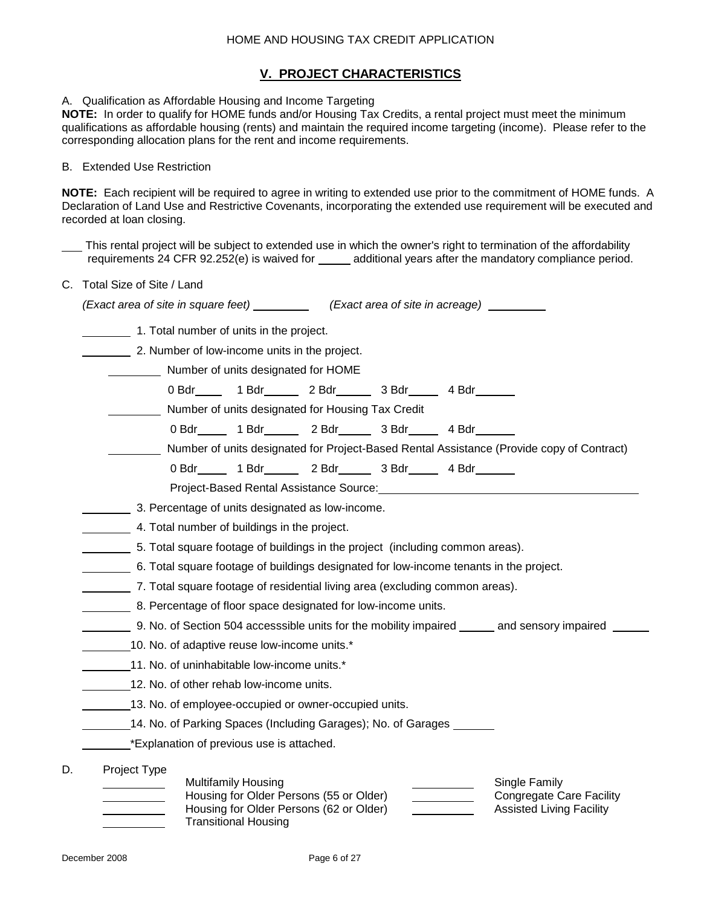## V. PROJECT CHARACTERISTICS

A. Qualification as Affordable Housing and Income Targeting

**NOTE:** In order to qualify for HOME funds and/or Housing Tax Credits, a rental project must meet the minimum qualifications as affordable housing (rents) and maintain the required income targeting (income). Please refer to the corresponding allocation plans for the rent and income requirements.

B. Extended Use Restriction

**NOTE:** Each recipient will be required to agree in writing to extended use prior to the commitment of HOME funds. A Declaration of Land Use and Restrictive Covenants, incorporating the extended use requirement will be executed and recorded at loan closing.

___ This rental project will be subject to extended use in which the owner's right to termination of the affordability requirements 24 CFR 92.252(e) is waived for _____ additional years after the mandatory compliance period.

C. Total Size of Site / Land

*(Exact area of site in square feet)* _________ *(Exact area of site in acreage)* _________

________ 1. Total number of units in the project.

________ 2. Number of low-income units in the project.

________ Number of units designated for HOME

0 Bdr_____ 1 Bdr______ 2 Bdr______ 3 Bdr_____ 4 Bdr______

________ Number of units designated for Housing Tax Credit

0 Bdr_____ 1 Bdr______ 2 Bdr______ 3 Bdr_____ 4 Bdr______

________ Number of units designated for Project-Based Rental Assistance (Provide copy of Contract)

0 Bdr_____ 1 Bdr______ 2 Bdr______ 3 Bdr_____ 4 Bdr______

Project-Based Rental Assistance Source:________________________________________

________ 3. Percentage of units designated as low-income.

________ 4. Total number of buildings in the project.

________ 5. Total square footage of buildings in the project (including common areas).

________ 6. Total square footage of buildings designated for low-income tenants in the project.

________ 7. Total square footage of residential living area (excluding common areas).

________ 8. Percentage of floor space designated for low-income units.

________ 9. No. of Section 504 accesssible units for the mobility impaired ______ and sensory impaired ______

________10. No. of adaptive reuse low-income units.*

________11. No. of uninhabitable low-income units.*

________12. No. of other rehab low-income units.

________13. No. of employee-occupied or owner-occupied units.

________14. No. of Parking Spaces (Including Garages); No. of Garages ______

________*Explanation of previous use is attached.

D. Project Type

__________ Multifamily Housing

__________ Housing for Older Persons (55 or Older)

__________ Housing for Older Persons (62 or Older)

__________ Transitional Housing

__________ Single Family

__________ Congregate Care Facility

__________ Assisted Living Facility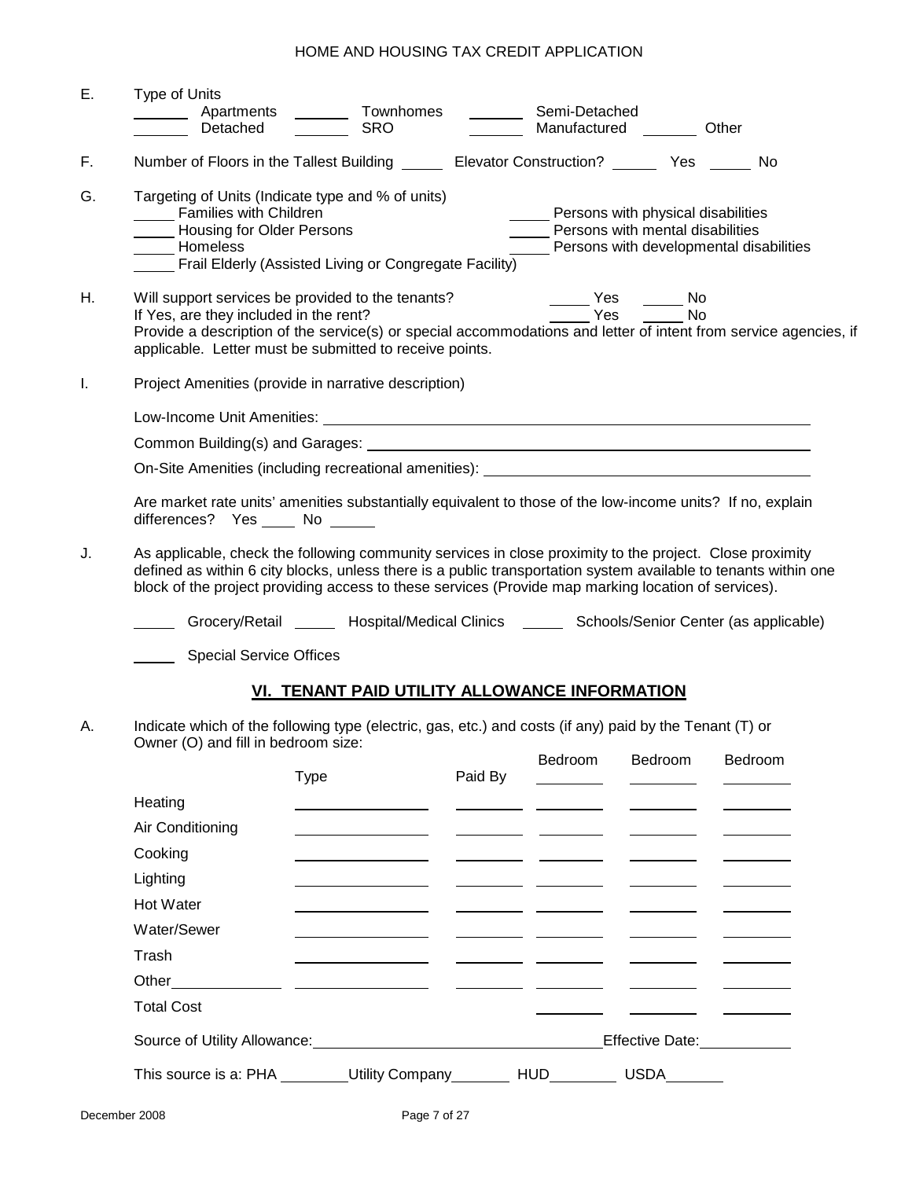E. Type of Units

_______ Apartments _______ Townhomes _______ Semi-Detached
_______ Detached _______ SRO _______ Manufactured _______ Other

F. Number of Floors in the Tallest Building _____ Elevator Construction? _____ Yes _____ No

G. Targeting of Units (Indicate type and % of units)

_____ Families with Children _____ Persons with physical disabilities
_____ Housing for Older Persons _____ Persons with mental disabilities
_____ Homeless _____ Persons with developmental disabilities
_____ Frail Elderly (Assisted Living or Congregate Facility)

H. Will support services be provided to the tenants? _____ Yes _____ No
If Yes, are they included in the rent? _____ Yes _____ No
Provide a description of the service(s) or special accommodations and letter of intent from service agencies, if applicable. Letter must be submitted to receive points.

I. Project Amenities (provide in narrative description)

Low-Income Unit Amenities: _______________________________________________

Common Building(s) and Garages: _______________________________________________

On-Site Amenities (including recreational amenities): _______________________________________________

Are market rate units' amenities substantially equivalent to those of the low-income units? If no, explain differences? Yes ____ No _____

J. As applicable, check the following community services in close proximity to the project. Close proximity defined as within 6 city blocks, unless there is a public transportation system available to tenants within one block of the project providing access to these services (Provide map marking location of services).

_____ Grocery/Retail _____ Hospital/Medical Clinics _____ Schools/Senior Center (as applicable)

_____ Special Service Offices

## VI. TENANT PAID UTILITY ALLOWANCE INFORMATION

A. Indicate which of the following type (electric, gas, etc.) and costs (if any) paid by the Tenant (T) or Owner (O) and fill in bedroom size:

| | Type | Paid By | Bedroom ____ | Bedroom ____ | Bedroom ____ |
|---|---|---|---|---|---|
| Heating | | | | | |
| Air Conditioning | | | | | |
| Cooking | | | | | |
| Lighting | | | | | |
| Hot Water | | | | | |
| Water/Sewer | | | | | |
| Trash | | | | | |
| Other____________ | | | | | |
| Total Cost | | | | | |

Source of Utility Allowance: _______________________________ Effective Date: ___________

This source is a: PHA ________ Utility Company _______ HUD ________ USDA _______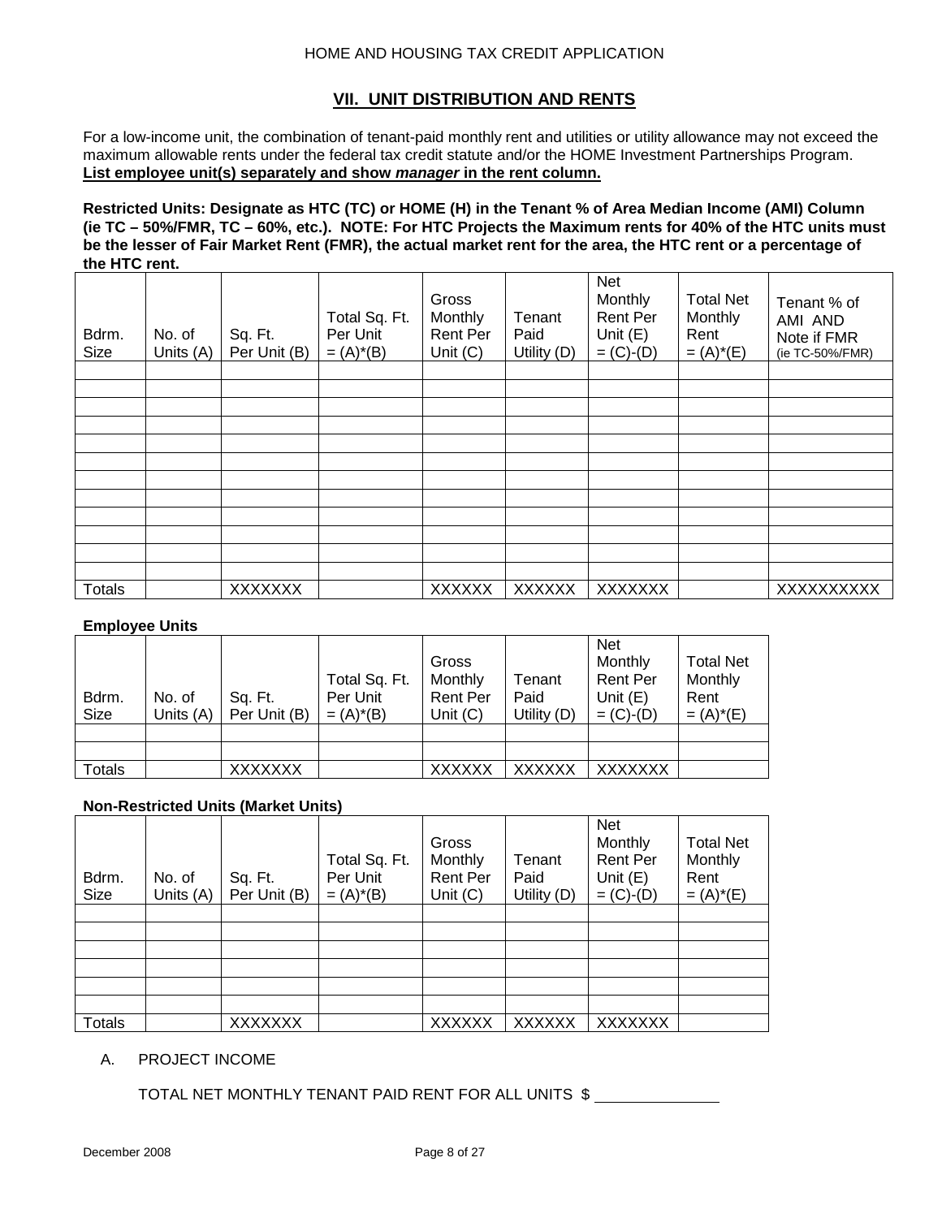## VII. UNIT DISTRIBUTION AND RENTS

For a low-income unit, the combination of tenant-paid monthly rent and utilities or utility allowance may not exceed the maximum allowable rents under the federal tax credit statute and/or the HOME Investment Partnerships Program. **List employee unit(s) separately and show *manager* in the rent column.**

**Restricted Units: Designate as HTC (TC) or HOME (H) in the Tenant % of Area Median Income (AMI) Column (ie TC – 50%/FMR, TC – 60%, etc.). NOTE: For HTC Projects the Maximum rents for 40% of the HTC units must be the lesser of Fair Market Rent (FMR), the actual market rent for the area, the HTC rent or a percentage of the HTC rent.**

| Bdrm. Size | No. of Units (A) | Sq. Ft. Per Unit (B) | Total Sq. Ft. Per Unit = (A)*(B) | Gross Monthly Rent Per Unit (C) | Tenant Paid Utility (D) | Net Monthly Rent Per Unit (E) = (C)-(D) | Total Net Monthly Rent = (A)*(E) | Tenant % of AMI AND Note if FMR (ie TC-50%/FMR) |
|---|---|---|---|---|---|---|---|---|
| | | | | | | | | |
| | | | | | | | | |
| | | | | | | | | |
| | | | | | | | | |
| | | | | | | | | |
| | | | | | | | | |
| | | | | | | | | |
| | | | | | | | | |
| | | | | | | | | |
| | | | | | | | | |
| | | | | | | | | |
| | | | | | | | | |
| Totals | | XXXXXXX | | XXXXXX | XXXXXX | XXXXXXX | | XXXXXXXXXX |

**Employee Units**

| Bdrm. Size | No. of Units (A) | Sq. Ft. Per Unit (B) | Total Sq. Ft. Per Unit = (A)*(B) | Gross Monthly Rent Per Unit (C) | Tenant Paid Utility (D) | Net Monthly Rent Per Unit (E) = (C)-(D) | Total Net Monthly Rent = (A)*(E) |
|---|---|---|---|---|---|---|---|
| | | | | | | | |
| | | | | | | | |
| Totals | | XXXXXXX | | XXXXXX | XXXXXX | XXXXXXX | |

**Non-Restricted Units (Market Units)**

| Bdrm. Size | No. of Units (A) | Sq. Ft. Per Unit (B) | Total Sq. Ft. Per Unit = (A)*(B) | Gross Monthly Rent Per Unit (C) | Tenant Paid Utility (D) | Net Monthly Rent Per Unit (E) = (C)-(D) | Total Net Monthly Rent = (A)*(E) |
|---|---|---|---|---|---|---|---|
| | | | | | | | |
| | | | | | | | |
| | | | | | | | |
| | | | | | | | |
| | | | | | | | |
| | | | | | | | |
| Totals | | XXXXXXX | | XXXXXX | XXXXXX | XXXXXXX | |

A. PROJECT INCOME

TOTAL NET MONTHLY TENANT PAID RENT FOR ALL UNITS $ ______________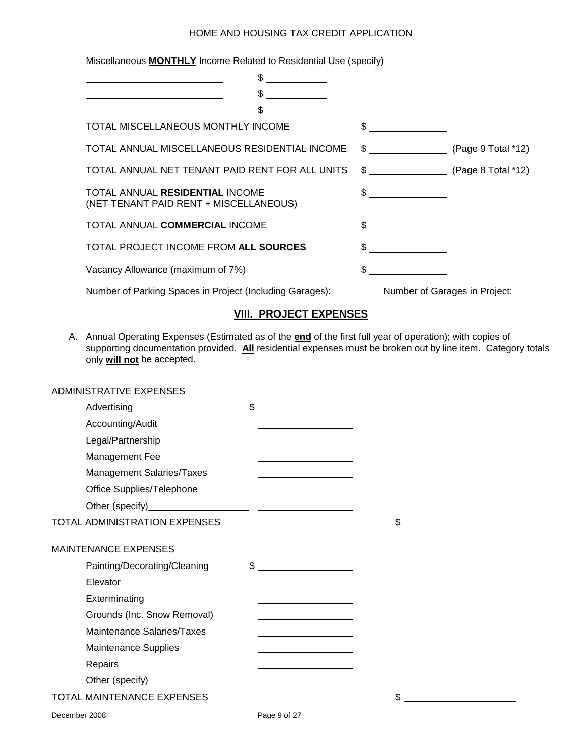Miscellaneous **MONTHLY** Income Related to Residential Use (specify)

| | |
|---|---|
| ______________________ | $ __________ |
| ______________________ | $ __________ |
| ______________________ | $ __________ |

| | | |
|---|---|---|
| TOTAL MISCELLANEOUS MONTHLY INCOME | $ __________ | |
| TOTAL ANNUAL MISCELLANEOUS RESIDENTIAL INCOME | $ __________ | (Page 9 Total *12) |
| TOTAL ANNUAL NET TENANT PAID RENT FOR ALL UNITS | $ __________ | (Page 8 Total *12) |
| TOTAL ANNUAL **RESIDENTIAL** INCOME (NET TENANT PAID RENT + MISCELLANEOUS) | $ __________ | |
| TOTAL ANNUAL **COMMERCIAL** INCOME | $ __________ | |
| TOTAL PROJECT INCOME FROM **ALL SOURCES** | $ __________ | |
| Vacancy Allowance (maximum of 7%) | $ __________ | |

Number of Parking Spaces in Project (Including Garages): ________ Number of Garages in Project: ______

## VIII. PROJECT EXPENSES

A. Annual Operating Expenses (Estimated as of the **end** of the first full year of operation); with copies of supporting documentation provided. **All** residential expenses must be broken out by line item. Category totals only **will not** be accepted.

ADMINISTRATIVE EXPENSES

| | | |
|---|---|---|
| Advertising | $ __________ | |
| Accounting/Audit | __________ | |
| Legal/Partnership | __________ | |
| Management Fee | __________ | |
| Management Salaries/Taxes | __________ | |
| Office Supplies/Telephone | __________ | |
| Other (specify)__________ | __________ | |
| TOTAL ADMINISTRATION EXPENSES | | $ __________ |

MAINTENANCE EXPENSES

| | | |
|---|---|---|
| Painting/Decorating/Cleaning | $ __________ | |
| Elevator | __________ | |
| Exterminating | __________ | |
| Grounds (Inc. Snow Removal) | __________ | |
| Maintenance Salaries/Taxes | __________ | |
| Maintenance Supplies | __________ | |
| Repairs | __________ | |
| Other (specify)__________ | __________ | |
| TOTAL MAINTENANCE EXPENSES | | $ __________ |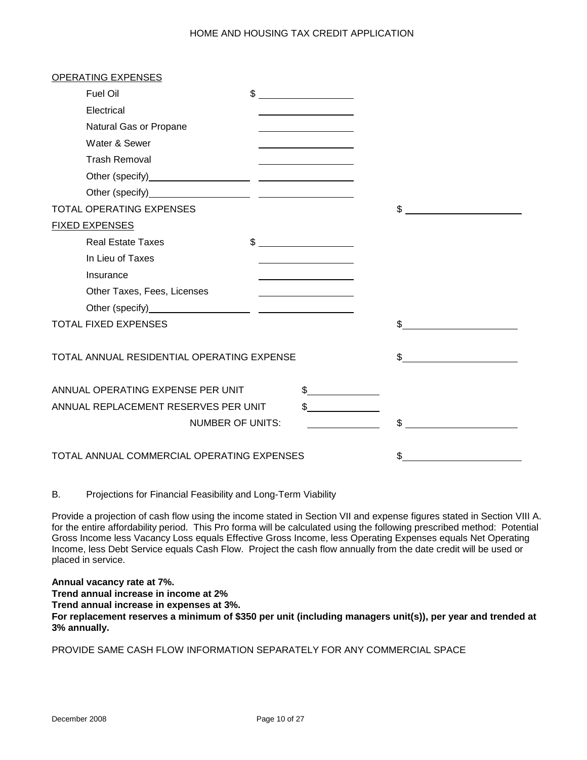OPERATING EXPENSES

| | | |
|---|---|---|
| Fuel Oil | $ _______________ | |
| Electrical | _______________ | |
| Natural Gas or Propane | _______________ | |
| Water & Sewer | _______________ | |
| Trash Removal | _______________ | |
| Other (specify)_______________ | _______________ | |
| Other (specify)_______________ | _______________ | |
| TOTAL OPERATING EXPENSES | | $ _______________ |

FIXED EXPENSES

| | | |
|---|---|---|
| Real Estate Taxes | $ _______________ | |
| In Lieu of Taxes | _______________ | |
| Insurance | _______________ | |
| Other Taxes, Fees, Licenses | _______________ | |
| Other (specify)_______________ | _______________ | |
| TOTAL FIXED EXPENSES | | $ _______________ |

| | | |
|---|---|---|
| TOTAL ANNUAL RESIDENTIAL OPERATING EXPENSE | | $ _______________ |
| ANNUAL OPERATING EXPENSE PER UNIT | $ ___________ | |
| ANNUAL REPLACEMENT RESERVES PER UNIT | $ ___________ | |
| NUMBER OF UNITS: | ___________ | $ _______________ |
| TOTAL ANNUAL COMMERCIAL OPERATING EXPENSES | | $ _______________ |

B. Projections for Financial Feasibility and Long-Term Viability

Provide a projection of cash flow using the income stated in Section VII and expense figures stated in Section VIII A. for the entire affordability period. This Pro forma will be calculated using the following prescribed method: Potential Gross Income less Vacancy Loss equals Effective Gross Income, less Operating Expenses equals Net Operating Income, less Debt Service equals Cash Flow. Project the cash flow annually from the date credit will be used or placed in service.

**Annual vacancy rate at 7%.**
**Trend annual increase in income at 2%**
**Trend annual increase in expenses at 3%.**
**For replacement reserves a minimum of $350 per unit (including managers unit(s)), per year and trended at 3% annually.**

PROVIDE SAME CASH FLOW INFORMATION SEPARATELY FOR ANY COMMERCIAL SPACE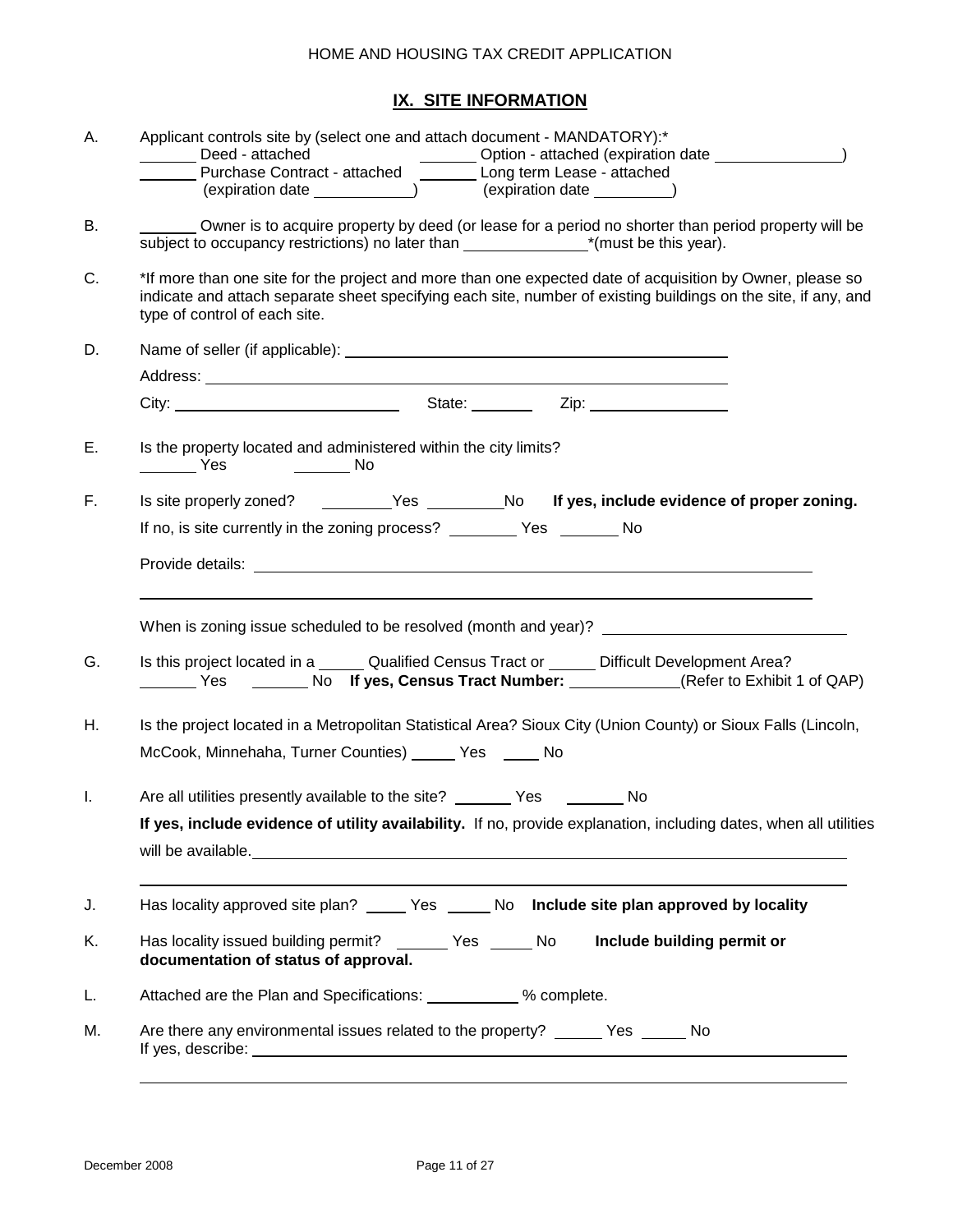## IX. SITE INFORMATION

A. Applicant controls site by (select one and attach document - MANDATORY):*

_______ Deed - attached                _______ Option - attached (expiration date _______________)

_______ Purchase Contract - attached   _______ Long term Lease - attached

(expiration date ___________)          (expiration date _________)

B. _______ Owner is to acquire property by deed (or lease for a period no shorter than period property will be subject to occupancy restrictions) no later than ______________*(must be this year).

C. *If more than one site for the project and more than one expected date of acquisition by Owner, please so indicate and attach separate sheet specifying each site, number of existing buildings on the site, if any, and type of control of each site.

D. Name of seller (if applicable): ____________________________________________

Address: ____________________________________________________________

City: __________________________ State: ________ Zip: ________________

E. Is the property located and administered within the city limits?

_______ Yes _______ No

F. Is site properly zoned? ________Yes ________No **If yes, include evidence of proper zoning.**

If no, is site currently in the zoning process? ________ Yes _______ No

Provide details: ____________________________________________________________

_____________________________________________________________________________

When is zoning issue scheduled to be resolved (month and year)? ____________________________

G. Is this project located in a _____ Qualified Census Tract or _____ Difficult Development Area?

_______ Yes _______ No **If yes, Census Tract Number:** _____________(Refer to Exhibit 1 of QAP)

H. Is the project located in a Metropolitan Statistical Area? Sioux City (Union County) or Sioux Falls (Lincoln, McCook, Minnehaha, Turner Counties) _____ Yes _____ No

I. Are all utilities presently available to the site? _______ Yes _______ No

**If yes, include evidence of utility availability.** If no, provide explanation, including dates, when all utilities will be available.____________________________________________________________

_____________________________________________________________________________

J. Has locality approved site plan? _____ Yes _____ No **Include site plan approved by locality**

K. Has locality issued building permit? ______ Yes _____ No **Include building permit or documentation of status of approval.**

L. Attached are the Plan and Specifications: __________ % complete.

M. Are there any environmental issues related to the property? _____ Yes _____ No

If yes, describe: ____________________________________________________________

_____________________________________________________________________________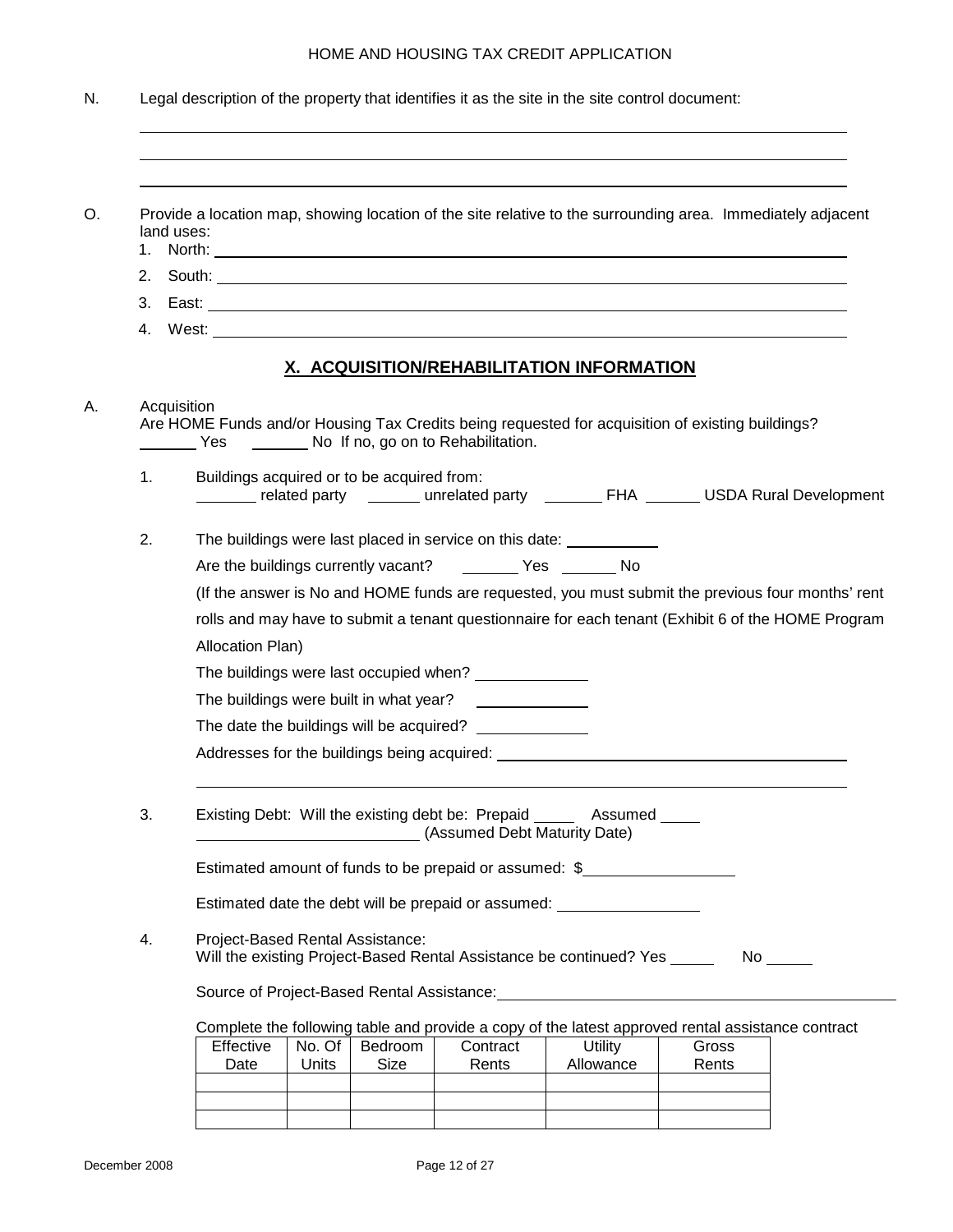N. Legal description of the property that identifies it as the site in the site control document:

______________________________________________________________________________

______________________________________________________________________________

______________________________________________________________________________

O. Provide a location map, showing location of the site relative to the surrounding area. Immediately adjacent land uses:

1. North: ______________________________________________________________
2. South: ______________________________________________________________
3. East: _______________________________________________________________
4. West: _______________________________________________________________

## X. ACQUISITION/REHABILITATION INFORMATION

A. Acquisition

Are HOME Funds and/or Housing Tax Credits being requested for acquisition of existing buildings?
_______ Yes _______ No If no, go on to Rehabilitation.

1. Buildings acquired or to be acquired from:
_______ related party _______ unrelated party _______ FHA _______ USDA Rural Development

2. The buildings were last placed in service on this date: ___________

Are the buildings currently vacant? _______ Yes _______ No

(If the answer is No and HOME funds are requested, you must submit the previous four months' rent rolls and may have to submit a tenant questionnaire for each tenant (Exhibit 6 of the HOME Program Allocation Plan)

The buildings were last occupied when? _____________

The buildings were built in what year? _____________

The date the buildings will be acquired? _____________

Addresses for the buildings being acquired: ______________________________________

______________________________________________________________________________

3. Existing Debt: Will the existing debt be: Prepaid _____ Assumed _____
__________________________ (Assumed Debt Maturity Date)

Estimated amount of funds to be prepaid or assumed: $__________________

Estimated date the debt will be prepaid or assumed: _________________

4. Project-Based Rental Assistance:
Will the existing Project-Based Rental Assistance be continued? Yes _____ No _____

Source of Project-Based Rental Assistance: _______________________________________

Complete the following table and provide a copy of the latest approved rental assistance contract

| Effective Date | No. Of Units | Bedroom Size | Contract Rents | Utility Allowance | Gross Rents |
|---|---|---|---|---|---|
| | | | | | |
| | | | | | |
| | | | | | |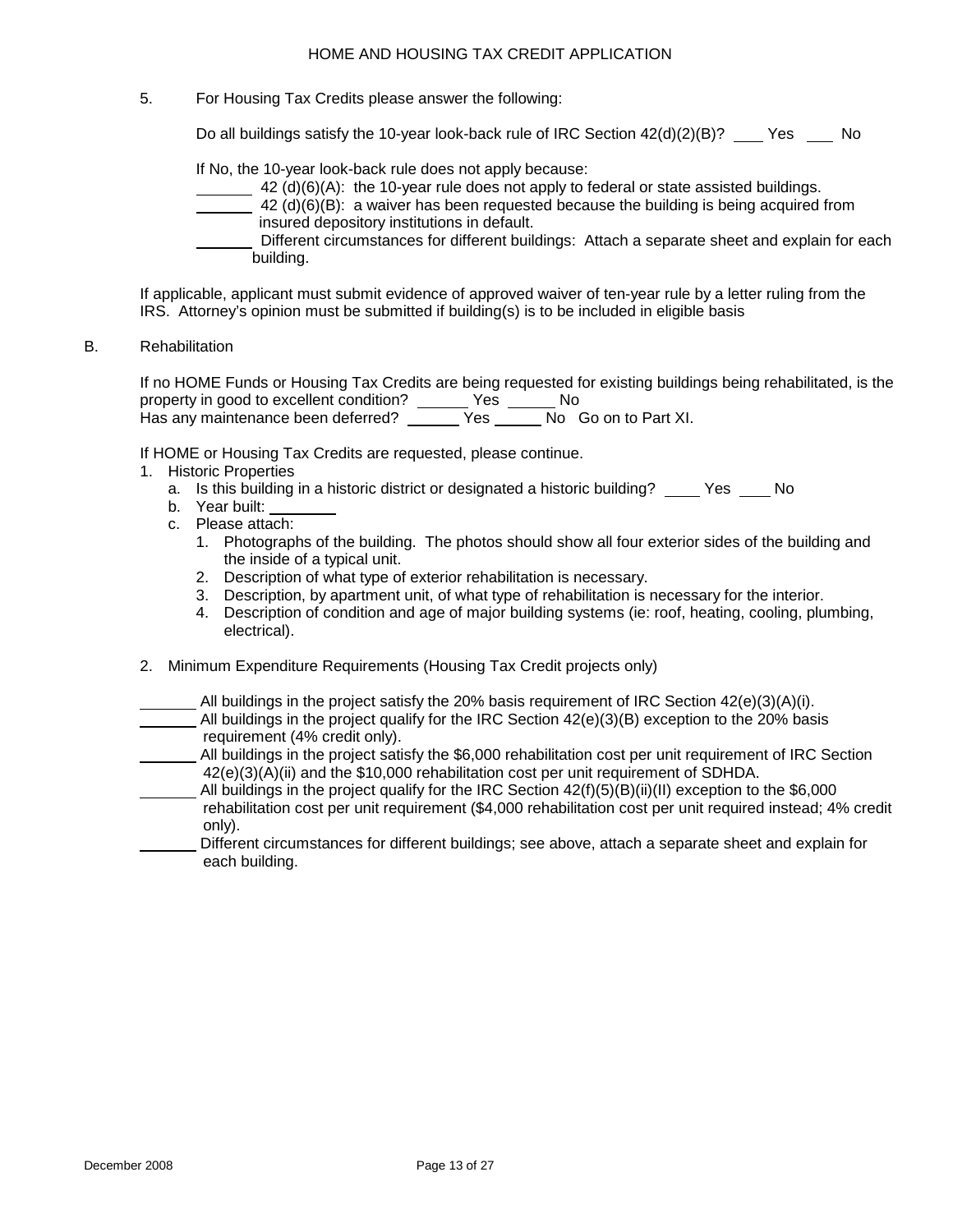5. For Housing Tax Credits please answer the following:

Do all buildings satisfy the 10-year look-back rule of IRC Section 42(d)(2)(B)? ___ Yes ___ No

If No, the 10-year look-back rule does not apply because:

_______ 42 (d)(6)(A): the 10-year rule does not apply to federal or state assisted buildings.

_______ 42 (d)(6)(B): a waiver has been requested because the building is being acquired from insured depository institutions in default.

_______ Different circumstances for different buildings: Attach a separate sheet and explain for each building.

If applicable, applicant must submit evidence of approved waiver of ten-year rule by a letter ruling from the IRS. Attorney's opinion must be submitted if building(s) is to be included in eligible basis

B. Rehabilitation

If no HOME Funds or Housing Tax Credits are being requested for existing buildings being rehabilitated, is the property in good to excellent condition? ______ Yes ______ No
Has any maintenance been deferred? ______ Yes ______ No Go on to Part XI.

If HOME or Housing Tax Credits are requested, please continue.

1. Historic Properties
   a. Is this building in a historic district or designated a historic building? ____ Yes ____ No
   b. Year built: ________
   c. Please attach:
      1. Photographs of the building. The photos should show all four exterior sides of the building and the inside of a typical unit.
      2. Description of what type of exterior rehabilitation is necessary.
      3. Description, by apartment unit, of what type of rehabilitation is necessary for the interior.
      4. Description of condition and age of major building systems (ie: roof, heating, cooling, plumbing, electrical).

2. Minimum Expenditure Requirements (Housing Tax Credit projects only)

_______ All buildings in the project satisfy the 20% basis requirement of IRC Section 42(e)(3)(A)(i).

_______ All buildings in the project qualify for the IRC Section 42(e)(3)(B) exception to the 20% basis requirement (4% credit only).

_______ All buildings in the project satisfy the $6,000 rehabilitation cost per unit requirement of IRC Section 42(e)(3)(A)(ii) and the $10,000 rehabilitation cost per unit requirement of SDHDA.

_______ All buildings in the project qualify for the IRC Section 42(f)(5)(B)(ii)(II) exception to the $6,000 rehabilitation cost per unit requirement ($4,000 rehabilitation cost per unit required instead; 4% credit only).

_______ Different circumstances for different buildings; see above, attach a separate sheet and explain for each building.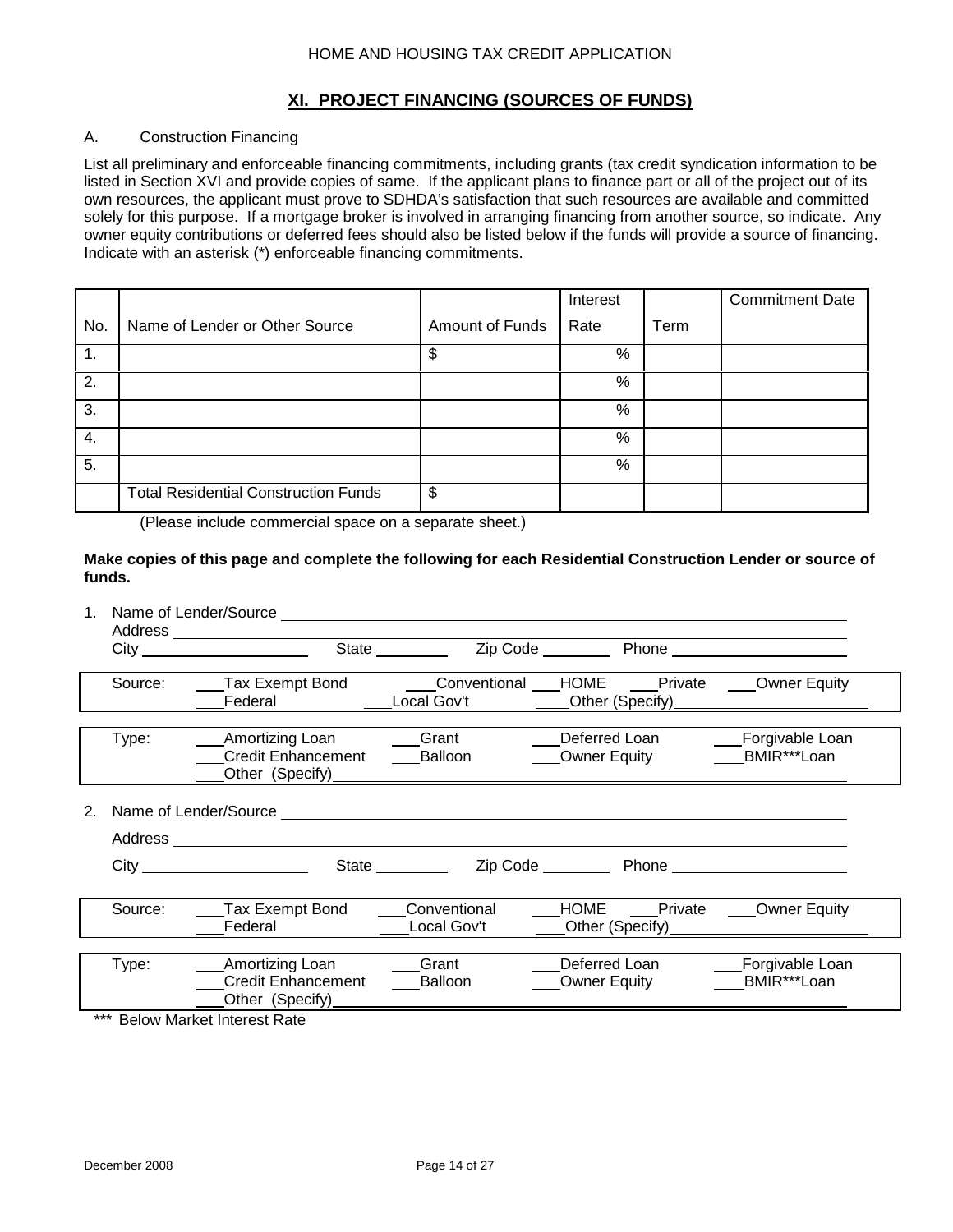## XI. PROJECT FINANCING (SOURCES OF FUNDS)

A. Construction Financing

List all preliminary and enforceable financing commitments, including grants (tax credit syndication information to be listed in Section XVI and provide copies of same. If the applicant plans to finance part or all of the project out of its own resources, the applicant must prove to SDHDA's satisfaction that such resources are available and committed solely for this purpose. If a mortgage broker is involved in arranging financing from another source, so indicate. Any owner equity contributions or deferred fees should also be listed below if the funds will provide a source of financing. Indicate with an asterisk (*) enforceable financing commitments.

| No. | Name of Lender or Other Source | Amount of Funds | Interest Rate | Term | Commitment Date |
|---|---|---|---|---|---|
| 1. | | $ | % | | |
| 2. | | | % | | |
| 3. | | | % | | |
| 4. | | | % | | |
| 5. | | | % | | |
| | Total Residential Construction Funds | $ | | | |

(Please include commercial space on a separate sheet.)

**Make copies of this page and complete the following for each Residential Construction Lender or source of funds.**

1. Name of Lender/Source ______________________________
   Address ______________________________
   City ____________ State ________ Zip Code ________ Phone ____________

   Source: ___Tax Exempt Bond ___Conventional ___HOME ___Private ___Owner Equity ___Federal ___Local Gov't ___Other (Specify)____________

   Type: ___Amortizing Loan ___Grant ___Deferred Loan ___Forgivable Loan ___Credit Enhancement ___Balloon ___Owner Equity ___BMIR***Loan ___Other (Specify)____________

2. Name of Lender/Source ______________________________
   Address ______________________________
   City ____________ State ________ Zip Code ________ Phone ____________

   Source: ___Tax Exempt Bond ___Conventional ___HOME ___Private ___Owner Equity ___Federal ___Local Gov't ___Other (Specify)____________

   Type: ___Amortizing Loan ___Grant ___Deferred Loan ___Forgivable Loan ___Credit Enhancement ___Balloon ___Owner Equity ___BMIR***Loan ___Other (Specify)____________

*** Below Market Interest Rate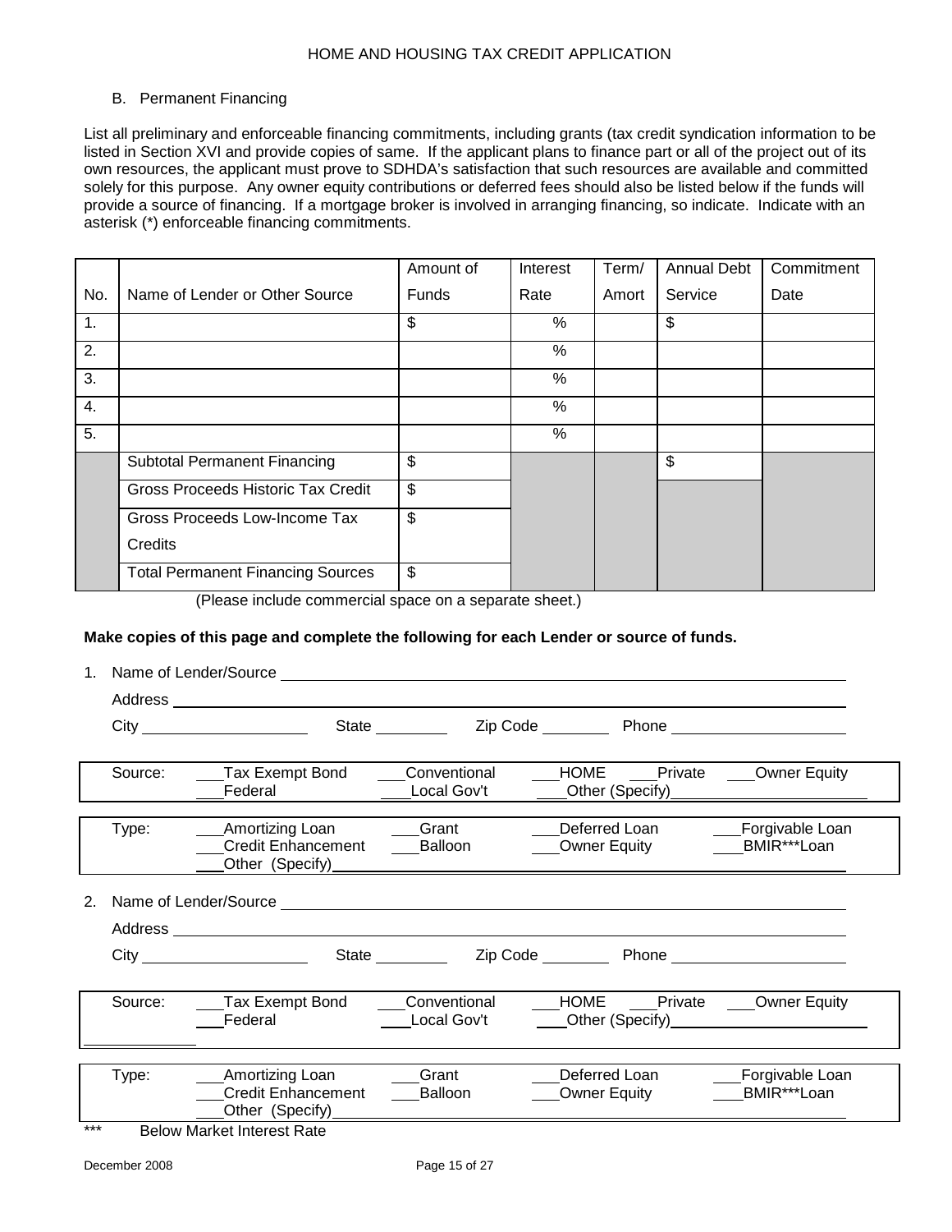B. Permanent Financing

List all preliminary and enforceable financing commitments, including grants (tax credit syndication information to be listed in Section XVI and provide copies of same. If the applicant plans to finance part or all of the project out of its own resources, the applicant must prove to SDHDA's satisfaction that such resources are available and committed solely for this purpose. Any owner equity contributions or deferred fees should also be listed below if the funds will provide a source of financing. If a mortgage broker is involved in arranging financing, so indicate. Indicate with an asterisk (*) enforceable financing commitments.

| No. | Name of Lender or Other Source | Amount of Funds | Interest Rate | Term/ Amort | Annual Debt Service | Commitment Date |
|---|---|---|---|---|---|---|
| 1. | | $ | % | | $ | |
| 2. | | | % | | | |
| 3. | | | % | | | |
| 4. | | | % | | | |
| 5. | | | % | | | |
| | Subtotal Permanent Financing | $ | | | $ | |
| | Gross Proceeds Historic Tax Credit | $ | | | | |
| | Gross Proceeds Low-Income Tax Credits | $ | | | | |
| | Total Permanent Financing Sources | $ | | | | |

(Please include commercial space on a separate sheet.)

**Make copies of this page and complete the following for each Lender or source of funds.**

1. Name of Lender/Source ____________________

   Address ____________________

   City ____________ State ________ Zip Code ________ Phone ____________

| Source: | ___Tax Exempt Bond | ___Conventional | ___HOME | ___Private | ___Owner Equity |
|---|---|---|---|---|---|
| | ___Federal | ___Local Gov't | ___Other (Specify)____________ | | |

| Type: | ___Amortizing Loan | ___Grant | ___Deferred Loan | ___Forgivable Loan |
|---|---|---|---|---|
| | ___Credit Enhancement | ___Balloon | ___Owner Equity | ___BMIR***Loan |
| | ___Other (Specify)____________ | | | |

2. Name of Lender/Source ____________________

   Address ____________________

   City ____________ State ________ Zip Code ________ Phone ____________

| Source: | ___Tax Exempt Bond | ___Conventional | ___HOME | ___Private | ___Owner Equity |
|---|---|---|---|---|---|
| | ___Federal | ___Local Gov't | ___Other (Specify)____________ | | |

| Type: | ___Amortizing Loan | ___Grant | ___Deferred Loan | ___Forgivable Loan |
|---|---|---|---|---|
| | ___Credit Enhancement | ___Balloon | ___Owner Equity | ___BMIR***Loan |
| | ___Other (Specify)____________ | | | |

*** Below Market Interest Rate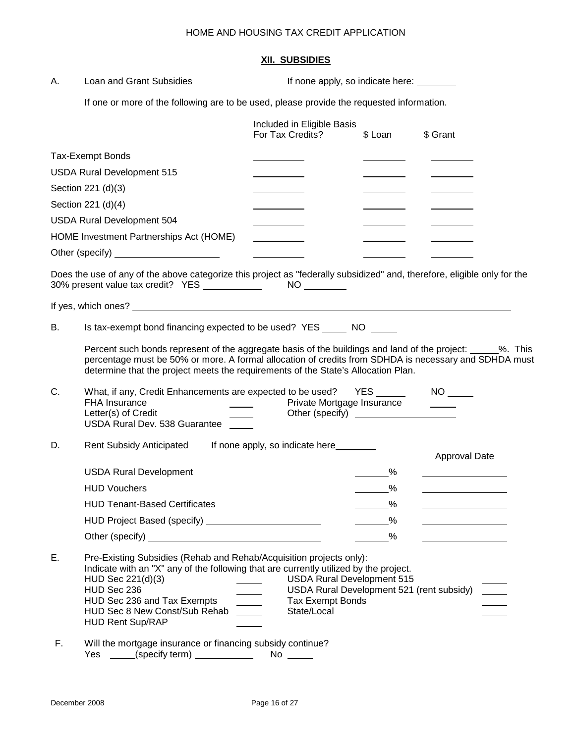## XII. SUBSIDIES

A. Loan and Grant Subsidies — If none apply, so indicate here: ________

If one or more of the following are to be used, please provide the requested information.

| | Included in Eligible Basis For Tax Credits? | $ Loan | $ Grant |
|---|---|---|---|
| Tax-Exempt Bonds | ________ | ________ | ________ |
| USDA Rural Development 515 | ________ | ________ | ________ |
| Section 221 (d)(3) | ________ | ________ | ________ |
| Section 221 (d)(4) | ________ | ________ | ________ |
| USDA Rural Development 504 | ________ | ________ | ________ |
| HOME Investment Partnerships Act (HOME) | ________ | ________ | ________ |
| Other (specify) ________________ | ________ | ________ | ________ |

Does the use of any of the above categorize this project as "federally subsidized" and, therefore, eligible only for the 30% present value tax credit? YES ________ NO ________

If yes, which ones? ____________________________________________

B. Is tax-exempt bond financing expected to be used? YES _____ NO _____

Percent such bonds represent of the aggregate basis of the buildings and land of the project: _____%. This percentage must be 50% or more. A formal allocation of credits from SDHDA is necessary and SDHDA must determine that the project meets the requirements of the State's Allocation Plan.

C. What, if any, Credit Enhancements are expected to be used? YES _____ NO _____

| | | | |
|---|---|---|---|
| FHA Insurance | _____ | Private Mortgage Insurance | _____ |
| Letter(s) of Credit | _____ | Other (specify) ________________ | |
| USDA Rural Dev. 538 Guarantee | _____ | | |

D. Rent Subsidy Anticipated — If none apply, so indicate here ________

| | | Approval Date |
|---|---|---|
| USDA Rural Development | _____% | ____________ |
| HUD Vouchers | _____% | ____________ |
| HUD Tenant-Based Certificates | _____% | ____________ |
| HUD Project Based (specify) ________________ | _____% | ____________ |
| Other (specify) ________________ | _____% | ____________ |

E. Pre-Existing Subsidies (Rehab and Rehab/Acquisition projects only):
Indicate with an "X" any of the following that are currently utilized by the project.

| | | | |
|---|---|---|---|
| HUD Sec 221(d)(3) | _____ | USDA Rural Development 515 | _____ |
| HUD Sec 236 | _____ | USDA Rural Development 521 (rent subsidy) | _____ |
| HUD Sec 236 and Tax Exempts | _____ | Tax Exempt Bonds | _____ |
| HUD Sec 8 New Const/Sub Rehab | _____ | State/Local | _____ |
| HUD Rent Sup/RAP | _____ | | |

F. Will the mortgage insurance or financing subsidy continue?
Yes _____(specify term) ________ No _____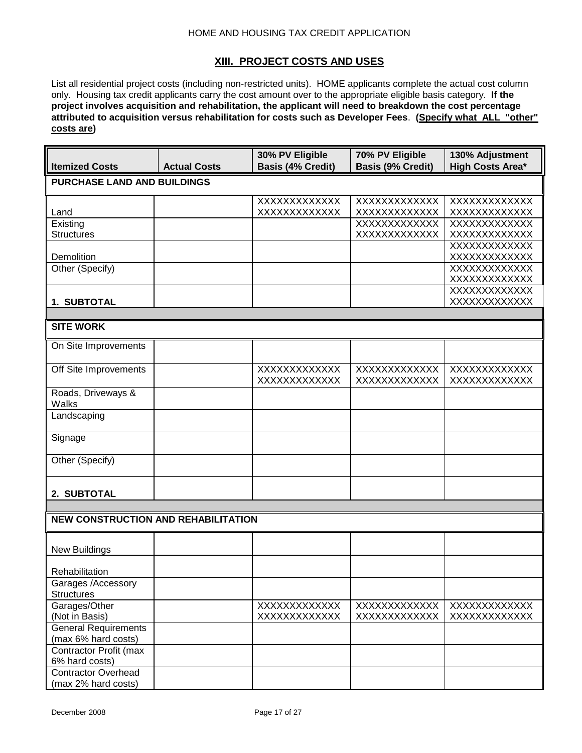## XIII. PROJECT COSTS AND USES

List all residential project costs (including non-restricted units). HOME applicants complete the actual cost column only. Housing tax credit applicants carry the cost amount over to the appropriate eligible basis category. **If the project involves acquisition and rehabilitation, the applicant will need to breakdown the cost percentage attributed to acquisition versus rehabilitation for costs such as Developer Fees**. **(Specify what ALL "other" costs are)**

| Itemized Costs | Actual Costs | 30% PV Eligible Basis (4% Credit) | 70% PV Eligible Basis (9% Credit) | 130% Adjustment High Costs Area* |
|---|---|---|---|---|
| **PURCHASE LAND AND BUILDINGS** | | | | |
| Land | | XXXXXXXXXXXXX XXXXXXXXXXXXX | XXXXXXXXXXXXX XXXXXXXXXXXXX | XXXXXXXXXXXXX XXXXXXXXXXXXX |
| Existing Structures | | | XXXXXXXXXXXXX XXXXXXXXXXXXX | XXXXXXXXXXXXX XXXXXXXXXXXXX |
| Demolition | | | | XXXXXXXXXXXXX XXXXXXXXXXXXX |
| Other (Specify) | | | | XXXXXXXXXXXXX XXXXXXXXXXXXX |
| **1. SUBTOTAL** | | | | XXXXXXXXXXXXX XXXXXXXXXXXXX |
| **SITE WORK** | | | | |
| On Site Improvements | | | | |
| Off Site Improvements | | XXXXXXXXXXXXX XXXXXXXXXXXXX | XXXXXXXXXXXXX XXXXXXXXXXXXX | XXXXXXXXXXXXX XXXXXXXXXXXXX |
| Roads, Driveways & Walks | | | | |
| Landscaping | | | | |
| Signage | | | | |
| Other (Specify) | | | | |
| **2. SUBTOTAL** | | | | |
| **NEW CONSTRUCTION AND REHABILITATION** | | | | |
| New Buildings | | | | |
| Rehabilitation | | | | |
| Garages /Accessory Structures | | | | |
| Garages/Other (Not in Basis) | | XXXXXXXXXXXXX XXXXXXXXXXXXX | XXXXXXXXXXXXX XXXXXXXXXXXXX | XXXXXXXXXXXXX XXXXXXXXXXXXX |
| General Requirements (max 6% hard costs) | | | | |
| Contractor Profit (max 6% hard costs) | | | | |
| Contractor Overhead (max 2% hard costs) | | | | |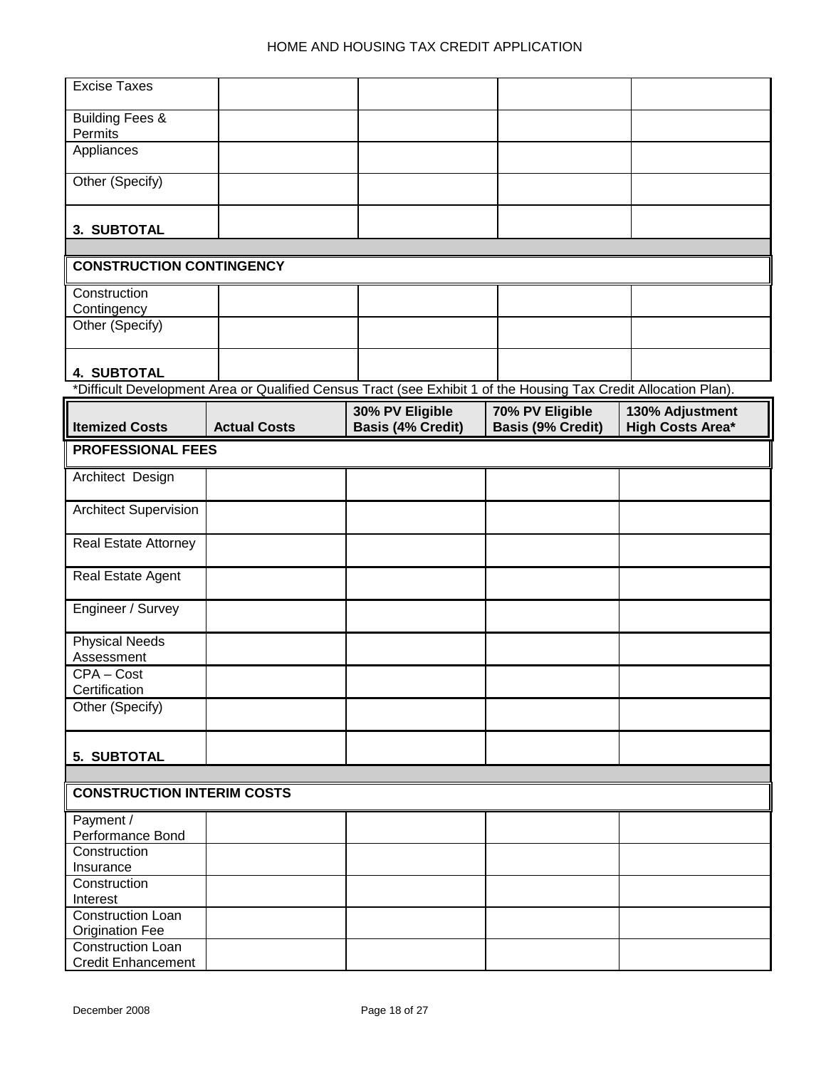| | | | | |
|---|---|---|---|---|
| Excise Taxes | | | | |
| Building Fees & Permits | | | | |
| Appliances | | | | |
| Other (Specify) | | | | |
| **3. SUBTOTAL** | | | | |
| | | | | |
| **CONSTRUCTION CONTINGENCY** | | | | |
| Construction Contingency | | | | |
| Other (Specify) | | | | |
| **4. SUBTOTAL** | | | | |

*Difficult Development Area or Qualified Census Tract (see Exhibit 1 of the Housing Tax Credit Allocation Plan).

| Itemized Costs | Actual Costs | 30% PV Eligible Basis (4% Credit) | 70% PV Eligible Basis (9% Credit) | 130% Adjustment High Costs Area* |
|---|---|---|---|---|
| **PROFESSIONAL FEES** | | | | |
| Architect Design | | | | |
| Architect Supervision | | | | |
| Real Estate Attorney | | | | |
| Real Estate Agent | | | | |
| Engineer / Survey | | | | |
| Physical Needs Assessment | | | | |
| CPA – Cost Certification | | | | |
| Other (Specify) | | | | |
| **5. SUBTOTAL** | | | | |
| | | | | |
| **CONSTRUCTION INTERIM COSTS** | | | | |
| Payment / Performance Bond | | | | |
| Construction Insurance | | | | |
| Construction Interest | | | | |
| Construction Loan Origination Fee | | | | |
| Construction Loan Credit Enhancement | | | | |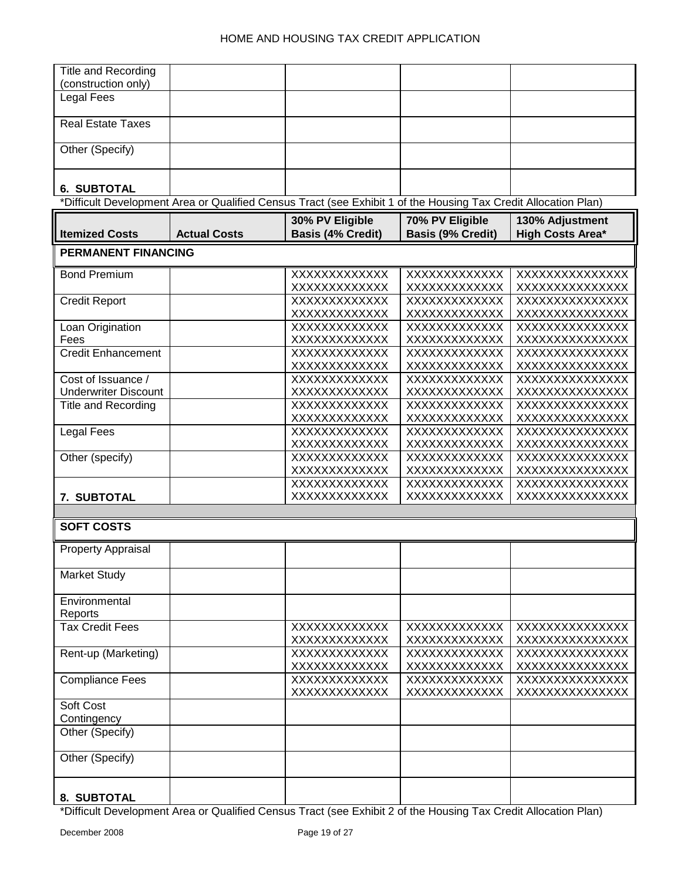| Title and Recording (construction only) | | | | |
|---|---|---|---|---|
| Legal Fees | | | | |
| Real Estate Taxes | | | | |
| Other (Specify) | | | | |
| **6. SUBTOTAL** | | | | |

*Difficult Development Area or Qualified Census Tract (see Exhibit 1 of the Housing Tax Credit Allocation Plan)

| Itemized Costs | Actual Costs | 30% PV Eligible Basis (4% Credit) | 70% PV Eligible Basis (9% Credit) | 130% Adjustment High Costs Area* |
|---|---|---|---|---|
| **PERMANENT FINANCING** | | | | |
| Bond Premium | | XXXXXXXXXXXX XXXXXXXXXXXX | XXXXXXXXXXXX XXXXXXXXXXXX | XXXXXXXXXXXXXX XXXXXXXXXXXXXX |
| Credit Report | | XXXXXXXXXXXX XXXXXXXXXXXX | XXXXXXXXXXXX XXXXXXXXXXXX | XXXXXXXXXXXXXX XXXXXXXXXXXXXX |
| Loan Origination Fees | | XXXXXXXXXXXX XXXXXXXXXXXX | XXXXXXXXXXXX XXXXXXXXXXXX | XXXXXXXXXXXXXX XXXXXXXXXXXXXX |
| Credit Enhancement | | XXXXXXXXXXXX XXXXXXXXXXXX | XXXXXXXXXXXX XXXXXXXXXXXX | XXXXXXXXXXXXXX XXXXXXXXXXXXXX |
| Cost of Issuance / Underwriter Discount | | XXXXXXXXXXXX XXXXXXXXXXXX | XXXXXXXXXXXX XXXXXXXXXXXX | XXXXXXXXXXXXXX XXXXXXXXXXXXXX |
| Title and Recording | | XXXXXXXXXXXX XXXXXXXXXXXX | XXXXXXXXXXXX XXXXXXXXXXXX | XXXXXXXXXXXXXX XXXXXXXXXXXXXX |
| Legal Fees | | XXXXXXXXXXXX XXXXXXXXXXXX | XXXXXXXXXXXX XXXXXXXXXXXX | XXXXXXXXXXXXXX XXXXXXXXXXXXXX |
| Other (specify) | | XXXXXXXXXXXX XXXXXXXXXXXX | XXXXXXXXXXXX XXXXXXXXXXXX | XXXXXXXXXXXXXX XXXXXXXXXXXXXX |
| **7. SUBTOTAL** | | XXXXXXXXXXXX XXXXXXXXXXXX | XXXXXXXXXXXX XXXXXXXXXXXX | XXXXXXXXXXXXXX XXXXXXXXXXXXXX |
| **SOFT COSTS** | | | | |
| Property Appraisal | | | | |
| Market Study | | | | |
| Environmental Reports | | | | |
| Tax Credit Fees | | XXXXXXXXXXXX XXXXXXXXXXXX | XXXXXXXXXXXX XXXXXXXXXXXX | XXXXXXXXXXXXXX XXXXXXXXXXXXXX |
| Rent-up (Marketing) | | XXXXXXXXXXXX XXXXXXXXXXXX | XXXXXXXXXXXX XXXXXXXXXXXX | XXXXXXXXXXXXXX XXXXXXXXXXXXXX |
| Compliance Fees | | XXXXXXXXXXXX XXXXXXXXXXXX | XXXXXXXXXXXX XXXXXXXXXXXX | XXXXXXXXXXXXXX XXXXXXXXXXXXXX |
| Soft Cost Contingency | | | | |
| Other (Specify) | | | | |
| Other (Specify) | | | | |
| **8. SUBTOTAL** | | | | |

*Difficult Development Area or Qualified Census Tract (see Exhibit 2 of the Housing Tax Credit Allocation Plan)

December 2008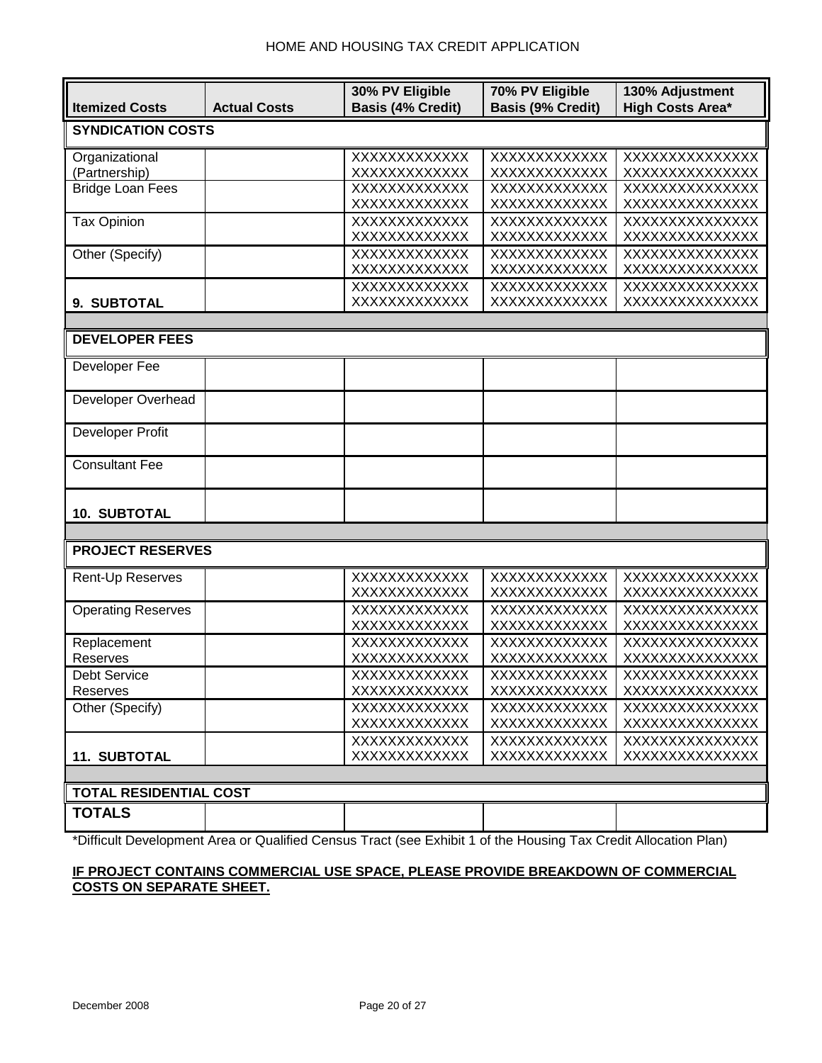| Itemized Costs | Actual Costs | 30% PV Eligible Basis (4% Credit) | 70% PV Eligible Basis (9% Credit) | 130% Adjustment High Costs Area* |
|---|---|---|---|---|
| **SYNDICATION COSTS** | | | | |
| Organizational (Partnership) | | XXXXXXXXXXXX XXXXXXXXXXXX | XXXXXXXXXXXX XXXXXXXXXXXX | XXXXXXXXXXXXXX XXXXXXXXXXXXXX |
| Bridge Loan Fees | | XXXXXXXXXXXX XXXXXXXXXXXX | XXXXXXXXXXXX XXXXXXXXXXXX | XXXXXXXXXXXXXX XXXXXXXXXXXXXX |
| Tax Opinion | | XXXXXXXXXXXX XXXXXXXXXXXX | XXXXXXXXXXXX XXXXXXXXXXXX | XXXXXXXXXXXXXX XXXXXXXXXXXXXX |
| Other (Specify) | | XXXXXXXXXXXX XXXXXXXXXXXX | XXXXXXXXXXXX XXXXXXXXXXXX | XXXXXXXXXXXXXX XXXXXXXXXXXXXX |
| **9. SUBTOTAL** | | XXXXXXXXXXXX XXXXXXXXXXXX | XXXXXXXXXXXX XXXXXXXXXXXX | XXXXXXXXXXXXXX XXXXXXXXXXXXXX |
| **DEVELOPER FEES** | | | | |
| Developer Fee | | | | |
| Developer Overhead | | | | |
| Developer Profit | | | | |
| Consultant Fee | | | | |
| **10. SUBTOTAL** | | | | |
| **PROJECT RESERVES** | | | | |
| Rent-Up Reserves | | XXXXXXXXXXXX XXXXXXXXXXXX | XXXXXXXXXXXX XXXXXXXXXXXX | XXXXXXXXXXXXXX XXXXXXXXXXXXXX |
| Operating Reserves | | XXXXXXXXXXXX XXXXXXXXXXXX | XXXXXXXXXXXX XXXXXXXXXXXX | XXXXXXXXXXXXXX XXXXXXXXXXXXXX |
| Replacement Reserves | | XXXXXXXXXXXX XXXXXXXXXXXX | XXXXXXXXXXXX XXXXXXXXXXXX | XXXXXXXXXXXXXX XXXXXXXXXXXXXX |
| Debt Service Reserves | | XXXXXXXXXXXX XXXXXXXXXXXX | XXXXXXXXXXXX XXXXXXXXXXXX | XXXXXXXXXXXXXX XXXXXXXXXXXXXX |
| Other (Specify) | | XXXXXXXXXXXX XXXXXXXXXXXX | XXXXXXXXXXXX XXXXXXXXXXXX | XXXXXXXXXXXXXX XXXXXXXXXXXXXX |
| **11. SUBTOTAL** | | XXXXXXXXXXXX XXXXXXXXXXXX | XXXXXXXXXXXX XXXXXXXXXXXX | XXXXXXXXXXXXXX XXXXXXXXXXXXXX |
| **TOTAL RESIDENTIAL COST** | | | | |
| **TOTALS** | | | | |

*Difficult Development Area or Qualified Census Tract (see Exhibit 1 of the Housing Tax Credit Allocation Plan)

**IF PROJECT CONTAINS COMMERCIAL USE SPACE, PLEASE PROVIDE BREAKDOWN OF COMMERCIAL COSTS ON SEPARATE SHEET.**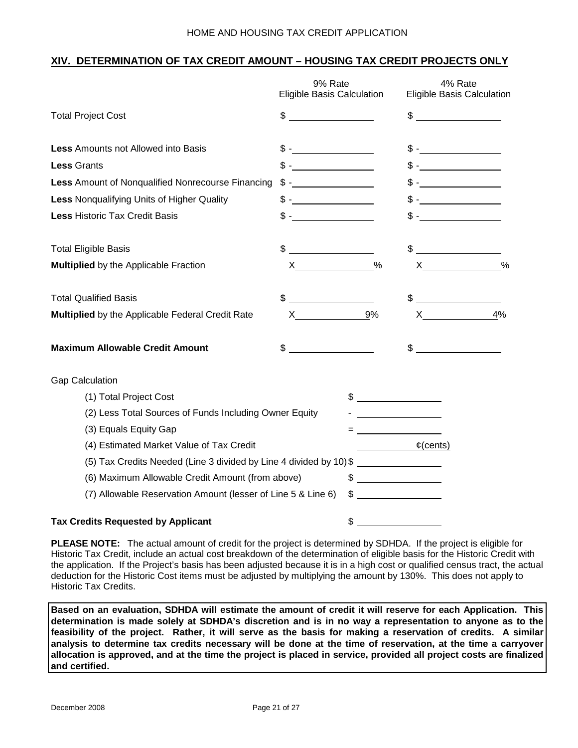## XIV. DETERMINATION OF TAX CREDIT AMOUNT – HOUSING TAX CREDIT PROJECTS ONLY

| | 9% Rate Eligible Basis Calculation | 4% Rate Eligible Basis Calculation |
|---|---|---|
| Total Project Cost | $ ______________ | $ ______________ |
| **Less** Amounts not Allowed into Basis | $ -______________ | $ -______________ |
| **Less** Grants | $ -______________ | $ -______________ |
| **Less** Amount of Nonqualified Nonrecourse Financing | $ -______________ | $ -______________ |
| **Less** Nonqualifying Units of Higher Quality | $ -______________ | $ -______________ |
| **Less** Historic Tax Credit Basis | $ -______________ | $ -______________ |
| Total Eligible Basis | $ ______________ | $ ______________ |
| **Multiplied** by the Applicable Fraction | X______________% | X______________% |
| Total Qualified Basis | $ ______________ | $ ______________ |
| **Multiplied** by the Applicable Federal Credit Rate | X____________9% | X____________4% |
| **Maximum Allowable Credit Amount** | $ ______________ | $ ______________ |

Gap Calculation

| | |
|---|---|
| (1) Total Project Cost | $ ______________ |
| (2) Less Total Sources of Funds Including Owner Equity | - ______________ |
| (3) Equals Equity Gap | = ______________ |
| (4) Estimated Market Value of Tax Credit | ______________ ¢(cents) |
| (5) Tax Credits Needed (Line 3 divided by Line 4 divided by 10) | $ ______________ |
| (6) Maximum Allowable Credit Amount (from above) | $ ______________ |
| (7) Allowable Reservation Amount (lesser of Line 5 & Line 6) | $ ______________ |

**Tax Credits Requested by Applicant** $ ______________

**PLEASE NOTE:** The actual amount of credit for the project is determined by SDHDA. If the project is eligible for Historic Tax Credit, include an actual cost breakdown of the determination of eligible basis for the Historic Credit with the application. If the Project's basis has been adjusted because it is in a high cost or qualified census tract, the actual deduction for the Historic Cost items must be adjusted by multiplying the amount by 130%. This does not apply to Historic Tax Credits.

**Based on an evaluation, SDHDA will estimate the amount of credit it will reserve for each Application. This determination is made solely at SDHDA's discretion and is in no way a representation to anyone as to the feasibility of the project. Rather, it will serve as the basis for making a reservation of credits. A similar analysis to determine tax credits necessary will be done at the time of reservation, at the time a carryover allocation is approved, and at the time the project is placed in service, provided all project costs are finalized and certified.**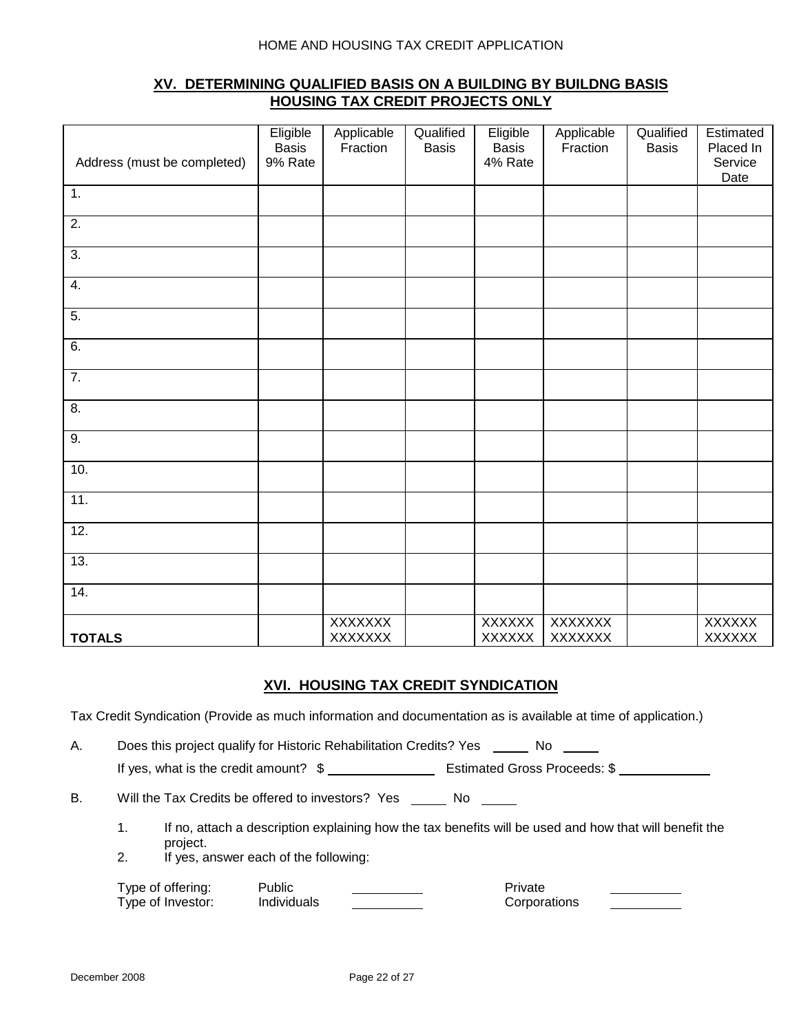## XV. DETERMINING QUALIFIED BASIS ON A BUILDING BY BUILDNG BASIS HOUSING TAX CREDIT PROJECTS ONLY

| Address (must be completed) | Eligible Basis 9% Rate | Applicable Fraction | Qualified Basis | Eligible Basis 4% Rate | Applicable Fraction | Qualified Basis | Estimated Placed In Service Date |
|---|---|---|---|---|---|---|---|
| 1. | | | | | | | |
| 2. | | | | | | | |
| 3. | | | | | | | |
| 4. | | | | | | | |
| 5. | | | | | | | |
| 6. | | | | | | | |
| 7. | | | | | | | |
| 8. | | | | | | | |
| 9. | | | | | | | |
| 10. | | | | | | | |
| 11. | | | | | | | |
| 12. | | | | | | | |
| 13. | | | | | | | |
| 14. | | | | | | | |
| **TOTALS** | | XXXXXXX XXXXXXX | | XXXXXX XXXXXX | XXXXXXX XXXXXXX | | XXXXXX XXXXXX |

## XVI. HOUSING TAX CREDIT SYNDICATION

Tax Credit Syndication (Provide as much information and documentation as is available at time of application.)

A. Does this project qualify for Historic Rehabilitation Credits? Yes _____ No _____

If yes, what is the credit amount? $ _______________ Estimated Gross Proceeds: $ _____________

B. Will the Tax Credits be offered to investors? Yes _____ No _____

1. If no, attach a description explaining how the tax benefits will be used and how that will benefit the project.
2. If yes, answer each of the following:

Type of offering: Public __________ Private __________

Type of Investor: Individuals __________ Corporations __________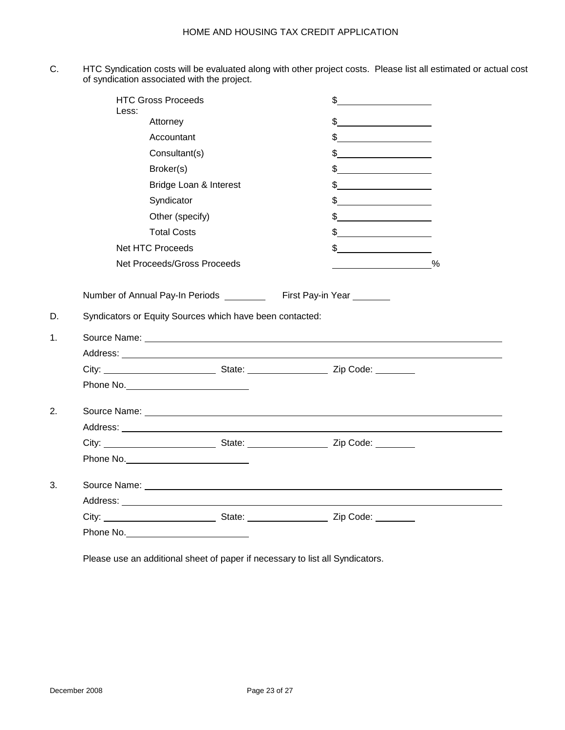C. HTC Syndication costs will be evaluated along with other project costs. Please list all estimated or actual cost of syndication associated with the project.

| | |
|---|---|
| HTC Gross Proceeds | $__________ |
| Less: | |
| Attorney | $__________ |
| Accountant | $__________ |
| Consultant(s) | $__________ |
| Broker(s) | $__________ |
| Bridge Loan & Interest | $__________ |
| Syndicator | $__________ |
| Other (specify) | $__________ |
| Total Costs | $__________ |
| Net HTC Proceeds | $__________ |
| Net Proceeds/Gross Proceeds | __________% |

Number of Annual Pay-In Periods ________ First Pay-in Year _______

D. Syndicators or Equity Sources which have been contacted:

1. Source Name: ______________________________
   Address: ______________________________
   City: ______________ State: ______________ Zip Code: ________
   Phone No. ______________

2. Source Name: ______________________________
   Address: ______________________________
   City: ______________ State: ______________ Zip Code: ________
   Phone No. ______________

3. Source Name: ______________________________
   Address: ______________________________
   City: ______________ State: ______________ Zip Code: ________
   Phone No. ______________

Please use an additional sheet of paper if necessary to list all Syndicators.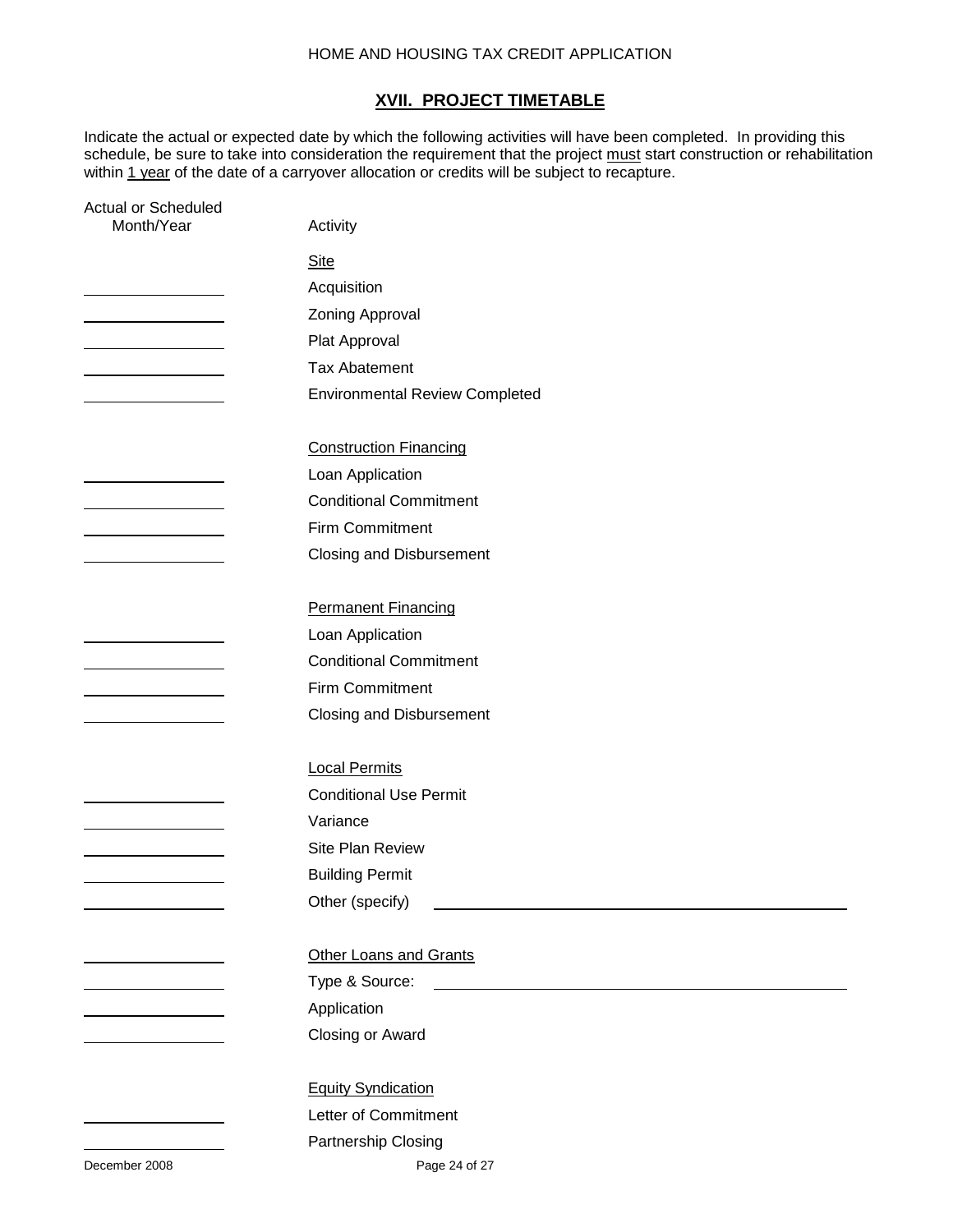## XVII. PROJECT TIMETABLE

Indicate the actual or expected date by which the following activities will have been completed. In providing this schedule, be sure to take into consideration the requirement that the project must start construction or rehabilitation within 1 year of the date of a carryover allocation or credits will be subject to recapture.

| Actual or Scheduled Month/Year | Activity |
|---|---|
| | Site |
| ________ | Acquisition |
| ________ | Zoning Approval |
| ________ | Plat Approval |
| ________ | Tax Abatement |
| ________ | Environmental Review Completed |
| | Construction Financing |
| ________ | Loan Application |
| ________ | Conditional Commitment |
| ________ | Firm Commitment |
| ________ | Closing and Disbursement |
| | Permanent Financing |
| ________ | Loan Application |
| ________ | Conditional Commitment |
| ________ | Firm Commitment |
| ________ | Closing and Disbursement |
| | Local Permits |
| ________ | Conditional Use Permit |
| ________ | Variance |
| ________ | Site Plan Review |
| ________ | Building Permit |
| ________ | Other (specify) ________________ |
| ________ | Other Loans and Grants |
| ________ | Type & Source: ________________ |
| ________ | Application |
| ________ | Closing or Award |
| | Equity Syndication |
| ________ | Letter of Commitment |
| ________ | Partnership Closing |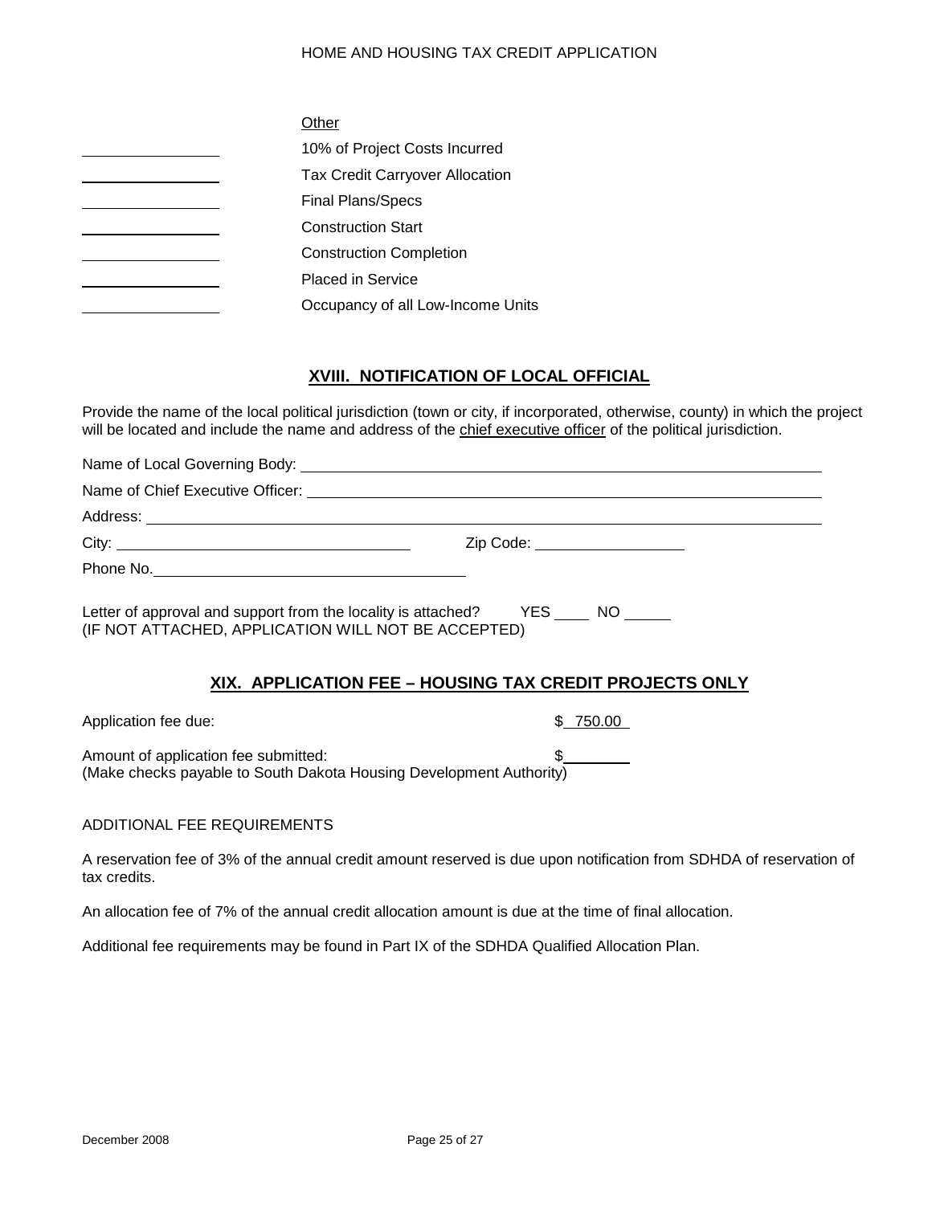Other

_______________ 10% of Project Costs Incurred

_______________ Tax Credit Carryover Allocation

_______________ Final Plans/Specs

_______________ Construction Start

_______________ Construction Completion

_______________ Placed in Service

_______________ Occupancy of all Low-Income Units

## XVIII. NOTIFICATION OF LOCAL OFFICIAL

Provide the name of the local political jurisdiction (town or city, if incorporated, otherwise, county) in which the project will be located and include the name and address of the chief executive officer of the political jurisdiction.

Name of Local Governing Body: ______________________________

Name of Chief Executive Officer: ______________________________

Address: ______________________________

City: ______________________ Zip Code: ______________

Phone No. ______________________

Letter of approval and support from the locality is attached? YES ____ NO _____
(IF NOT ATTACHED, APPLICATION WILL NOT BE ACCEPTED)

## XIX. APPLICATION FEE – HOUSING TAX CREDIT PROJECTS ONLY

Application fee due: $ 750.00

Amount of application fee submitted: $________
(Make checks payable to South Dakota Housing Development Authority)

ADDITIONAL FEE REQUIREMENTS

A reservation fee of 3% of the annual credit amount reserved is due upon notification from SDHDA of reservation of tax credits.

An allocation fee of 7% of the annual credit allocation amount is due at the time of final allocation.

Additional fee requirements may be found in Part IX of the SDHDA Qualified Allocation Plan.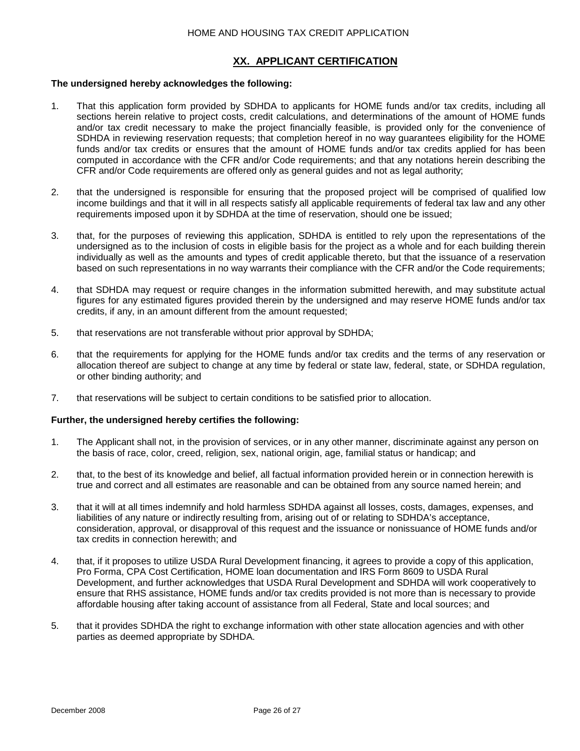## XX. APPLICANT CERTIFICATION

**The undersigned hereby acknowledges the following:**

1. That this application form provided by SDHDA to applicants for HOME funds and/or tax credits, including all sections herein relative to project costs, credit calculations, and determinations of the amount of HOME funds and/or tax credit necessary to make the project financially feasible, is provided only for the convenience of SDHDA in reviewing reservation requests; that completion hereof in no way guarantees eligibility for the HOME funds and/or tax credits or ensures that the amount of HOME funds and/or tax credits applied for has been computed in accordance with the CFR and/or Code requirements; and that any notations herein describing the CFR and/or Code requirements are offered only as general guides and not as legal authority;

2. that the undersigned is responsible for ensuring that the proposed project will be comprised of qualified low income buildings and that it will in all respects satisfy all applicable requirements of federal tax law and any other requirements imposed upon it by SDHDA at the time of reservation, should one be issued;

3. that, for the purposes of reviewing this application, SDHDA is entitled to rely upon the representations of the undersigned as to the inclusion of costs in eligible basis for the project as a whole and for each building therein individually as well as the amounts and types of credit applicable thereto, but that the issuance of a reservation based on such representations in no way warrants their compliance with the CFR and/or the Code requirements;

4. that SDHDA may request or require changes in the information submitted herewith, and may substitute actual figures for any estimated figures provided therein by the undersigned and may reserve HOME funds and/or tax credits, if any, in an amount different from the amount requested;

5. that reservations are not transferable without prior approval by SDHDA;

6. that the requirements for applying for the HOME funds and/or tax credits and the terms of any reservation or allocation thereof are subject to change at any time by federal or state law, federal, state, or SDHDA regulation, or other binding authority; and

7. that reservations will be subject to certain conditions to be satisfied prior to allocation.

**Further, the undersigned hereby certifies the following:**

1. The Applicant shall not, in the provision of services, or in any other manner, discriminate against any person on the basis of race, color, creed, religion, sex, national origin, age, familial status or handicap; and

2. that, to the best of its knowledge and belief, all factual information provided herein or in connection herewith is true and correct and all estimates are reasonable and can be obtained from any source named herein; and

3. that it will at all times indemnify and hold harmless SDHDA against all losses, costs, damages, expenses, and liabilities of any nature or indirectly resulting from, arising out of or relating to SDHDA's acceptance, consideration, approval, or disapproval of this request and the issuance or nonissuance of HOME funds and/or tax credits in connection herewith; and

4. that, if it proposes to utilize USDA Rural Development financing, it agrees to provide a copy of this application, Pro Forma, CPA Cost Certification, HOME loan documentation and IRS Form 8609 to USDA Rural Development, and further acknowledges that USDA Rural Development and SDHDA will work cooperatively to ensure that RHS assistance, HOME funds and/or tax credits provided is not more than is necessary to provide affordable housing after taking account of assistance from all Federal, State and local sources; and

5. that it provides SDHDA the right to exchange information with other state allocation agencies and with other parties as deemed appropriate by SDHDA.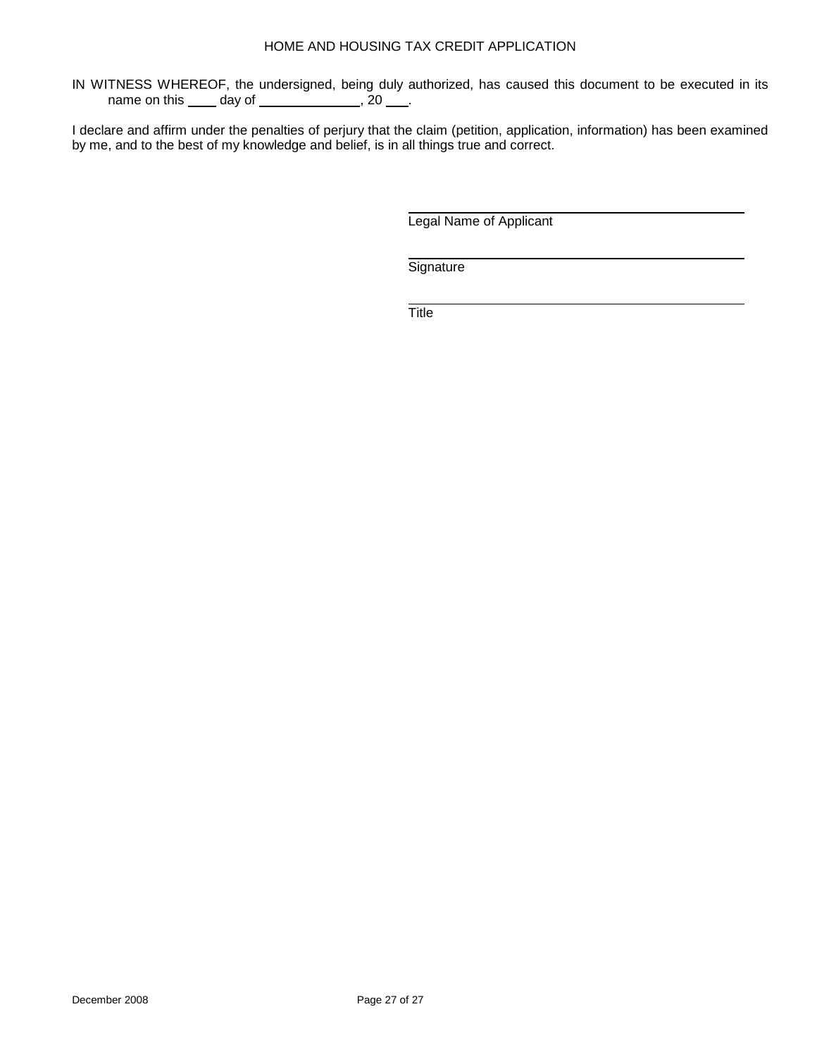IN WITNESS WHEREOF, the undersigned, being duly authorized, has caused this document to be executed in its name on this ____ day of ______________, 20 ___.

I declare and affirm under the penalties of perjury that the claim (petition, application, information) has been examined by me, and to the best of my knowledge and belief, is in all things true and correct.

______________________________
Legal Name of Applicant

______________________________
Signature

______________________________
Title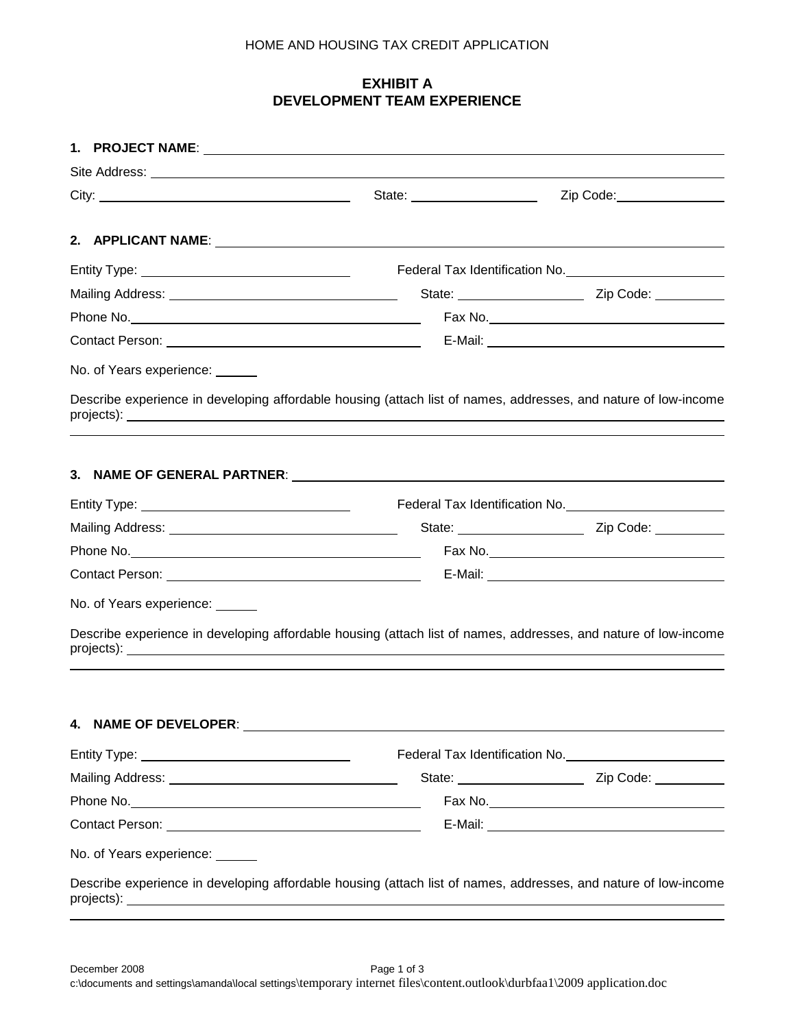# EXHIBIT A
# DEVELOPMENT TEAM EXPERIENCE

**1. PROJECT NAME**: \_\_\_\_\_\_\_\_\_\_\_\_\_\_\_\_\_\_\_\_\_\_\_\_\_\_\_\_\_\_\_\_\_\_\_\_\_\_\_\_

Site Address: \_\_\_\_\_\_\_\_\_\_\_\_\_\_\_\_\_\_\_\_\_\_\_\_\_\_\_\_\_\_\_\_\_\_\_\_\_\_\_\_

City: \_\_\_\_\_\_\_\_\_\_\_\_\_\_\_\_\_\_\_\_ State: \_\_\_\_\_\_\_\_\_\_\_\_ Zip Code: \_\_\_\_\_\_\_\_\_\_

**2. APPLICANT NAME**: \_\_\_\_\_\_\_\_\_\_\_\_\_\_\_\_\_\_\_\_\_\_\_\_\_\_\_\_\_\_\_\_\_\_\_\_\_\_\_\_

Entity Type: \_\_\_\_\_\_\_\_\_\_\_\_\_\_\_\_\_\_\_\_ Federal Tax Identification No. \_\_\_\_\_\_\_\_\_\_\_\_\_\_\_\_

Mailing Address: \_\_\_\_\_\_\_\_\_\_\_\_\_\_\_\_\_\_\_\_ State: \_\_\_\_\_\_\_\_\_\_\_\_ Zip Code: \_\_\_\_\_\_\_\_

Phone No. \_\_\_\_\_\_\_\_\_\_\_\_\_\_\_\_\_\_\_\_ Fax No. \_\_\_\_\_\_\_\_\_\_\_\_\_\_\_\_\_\_\_\_

Contact Person: \_\_\_\_\_\_\_\_\_\_\_\_\_\_\_\_\_\_\_\_ E-Mail: \_\_\_\_\_\_\_\_\_\_\_\_\_\_\_\_\_\_\_\_

No. of Years experience: \_\_\_\_\_\_

Describe experience in developing affordable housing (attach list of names, addresses, and nature of low-income projects): \_\_\_\_\_\_\_\_\_\_\_\_\_\_\_\_\_\_\_\_\_\_\_\_\_\_\_\_\_\_\_\_\_\_\_\_\_\_\_\_

**3. NAME OF GENERAL PARTNER**: \_\_\_\_\_\_\_\_\_\_\_\_\_\_\_\_\_\_\_\_\_\_\_\_\_\_\_\_\_\_\_\_\_\_\_\_\_\_\_\_

Entity Type: \_\_\_\_\_\_\_\_\_\_\_\_\_\_\_\_\_\_\_\_ Federal Tax Identification No. \_\_\_\_\_\_\_\_\_\_\_\_\_\_\_\_

Mailing Address: \_\_\_\_\_\_\_\_\_\_\_\_\_\_\_\_\_\_\_\_ State: \_\_\_\_\_\_\_\_\_\_\_\_ Zip Code: \_\_\_\_\_\_\_\_

Phone No. \_\_\_\_\_\_\_\_\_\_\_\_\_\_\_\_\_\_\_\_ Fax No. \_\_\_\_\_\_\_\_\_\_\_\_\_\_\_\_\_\_\_\_

Contact Person: \_\_\_\_\_\_\_\_\_\_\_\_\_\_\_\_\_\_\_\_ E-Mail: \_\_\_\_\_\_\_\_\_\_\_\_\_\_\_\_\_\_\_\_

No. of Years experience: \_\_\_\_\_\_

Describe experience in developing affordable housing (attach list of names, addresses, and nature of low-income projects): \_\_\_\_\_\_\_\_\_\_\_\_\_\_\_\_\_\_\_\_\_\_\_\_\_\_\_\_\_\_\_\_\_\_\_\_\_\_\_\_

**4. NAME OF DEVELOPER**: \_\_\_\_\_\_\_\_\_\_\_\_\_\_\_\_\_\_\_\_\_\_\_\_\_\_\_\_\_\_\_\_\_\_\_\_\_\_\_\_

Entity Type: \_\_\_\_\_\_\_\_\_\_\_\_\_\_\_\_\_\_\_\_ Federal Tax Identification No. \_\_\_\_\_\_\_\_\_\_\_\_\_\_\_\_

Mailing Address: \_\_\_\_\_\_\_\_\_\_\_\_\_\_\_\_\_\_\_\_ State: \_\_\_\_\_\_\_\_\_\_\_\_ Zip Code: \_\_\_\_\_\_\_\_

Phone No. \_\_\_\_\_\_\_\_\_\_\_\_\_\_\_\_\_\_\_\_ Fax No. \_\_\_\_\_\_\_\_\_\_\_\_\_\_\_\_\_\_\_\_

Contact Person: \_\_\_\_\_\_\_\_\_\_\_\_\_\_\_\_\_\_\_\_ E-Mail: \_\_\_\_\_\_\_\_\_\_\_\_\_\_\_\_\_\_\_\_

No. of Years experience: \_\_\_\_\_\_

Describe experience in developing affordable housing (attach list of names, addresses, and nature of low-income projects): \_\_\_\_\_\_\_\_\_\_\_\_\_\_\_\_\_\_\_\_\_\_\_\_\_\_\_\_\_\_\_\_\_\_\_\_\_\_\_\_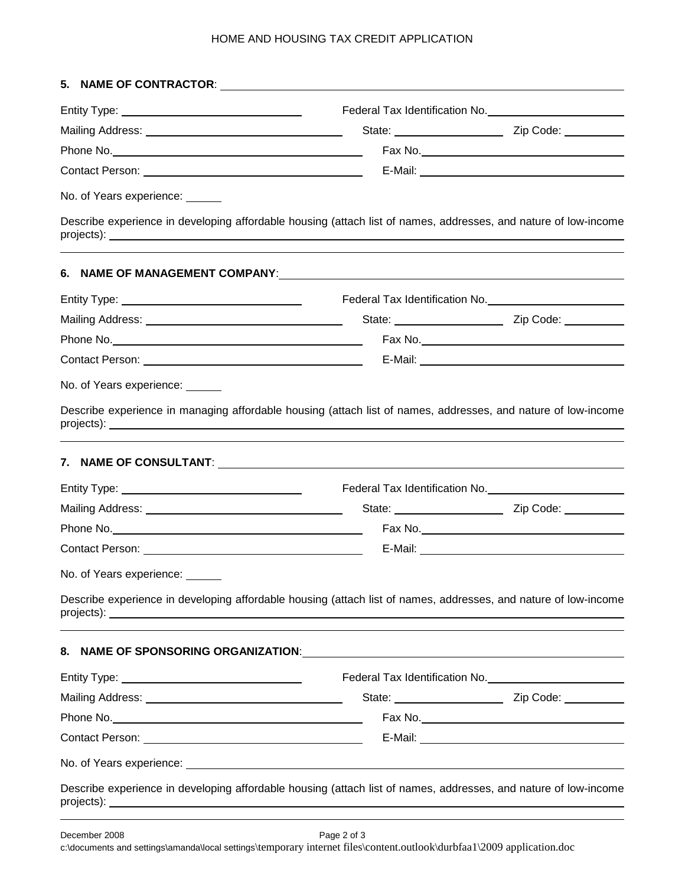**5. NAME OF CONTRACTOR**: ______________________________

Entity Type: ____________________ Federal Tax Identification No. ____________________

Mailing Address: ____________________ State: ____________ Zip Code: __________

Phone No. ____________________ Fax No. ____________________

Contact Person: ____________________ E-Mail: ____________________

No. of Years experience: ______

Describe experience in developing affordable housing (attach list of names, addresses, and nature of low-income projects): ______________________________

**6. NAME OF MANAGEMENT COMPANY**: ______________________________

Entity Type: ____________________ Federal Tax Identification No. ____________________

Mailing Address: ____________________ State: ____________ Zip Code: __________

Phone No. ____________________ Fax No. ____________________

Contact Person: ____________________ E-Mail: ____________________

No. of Years experience: ______

Describe experience in managing affordable housing (attach list of names, addresses, and nature of low-income projects): ______________________________

**7. NAME OF CONSULTANT**: ______________________________

Entity Type: ____________________ Federal Tax Identification No. ____________________

Mailing Address: ____________________ State: ____________ Zip Code: __________

Phone No. ____________________ Fax No. ____________________

Contact Person: ____________________ E-Mail: ____________________

No. of Years experience: ______

Describe experience in developing affordable housing (attach list of names, addresses, and nature of low-income projects): ______________________________

**8. NAME OF SPONSORING ORGANIZATION**: ______________________________

Entity Type: ____________________ Federal Tax Identification No. ____________________

Mailing Address: ____________________ State: ____________ Zip Code: __________

Phone No. ____________________ Fax No. ____________________

Contact Person: ____________________ E-Mail: ____________________

No. of Years experience: ______________________________

Describe experience in developing affordable housing (attach list of names, addresses, and nature of low-income projects): ______________________________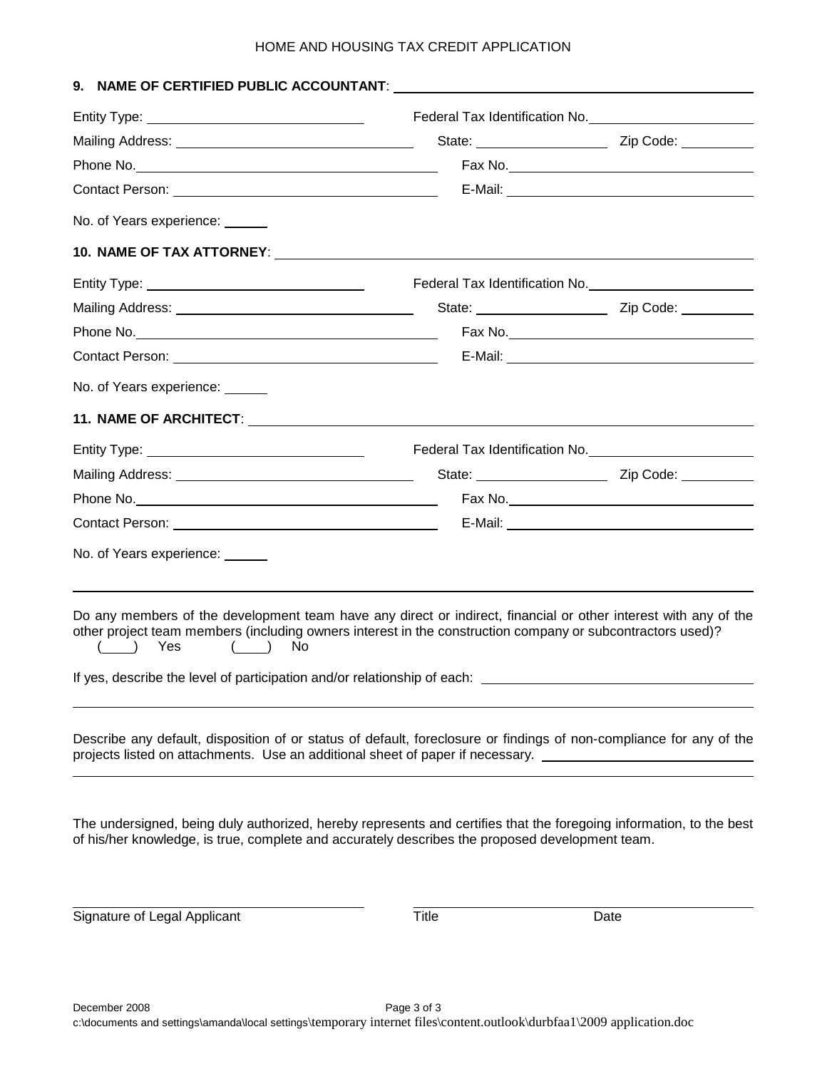**9. NAME OF CERTIFIED PUBLIC ACCOUNTANT**: ______________________________

Entity Type: ______________________ Federal Tax Identification No. ______________________

Mailing Address: ______________________ State: ______________ Zip Code: __________

Phone No. ______________________ Fax No. ______________________

Contact Person: ______________________ E-Mail: ______________________

No. of Years experience: ______

**10. NAME OF TAX ATTORNEY**: ______________________________

Entity Type: ______________________ Federal Tax Identification No. ______________________

Mailing Address: ______________________ State: ______________ Zip Code: __________

Phone No. ______________________ Fax No. ______________________

Contact Person: ______________________ E-Mail: ______________________

No. of Years experience: ______

**11. NAME OF ARCHITECT**: ______________________________

Entity Type: ______________________ Federal Tax Identification No. ______________________

Mailing Address: ______________________ State: ______________ Zip Code: __________

Phone No. ______________________ Fax No. ______________________

Contact Person: ______________________ E-Mail: ______________________

No. of Years experience: ______

---

Do any members of the development team have any direct or indirect, financial or other interest with any of the other project team members (including owners interest in the construction company or subcontractors used)?
(____) Yes (____) No

If yes, describe the level of participation and/or relationship of each: ______________________________

______________________________

Describe any default, disposition of or status of default, foreclosure or findings of non-compliance for any of the projects listed on attachments. Use an additional sheet of paper if necessary. ______________________________

______________________________

The undersigned, being duly authorized, hereby represents and certifies that the foregoing information, to the best of his/her knowledge, is true, complete and accurately describes the proposed development team.

______________________________ ______________________________

Signature of Legal Applicant Title Date

December 2008

c:\documents and settings\amanda\local settings\temporary internet files\content.outlook\durbfaa1\2009 application.doc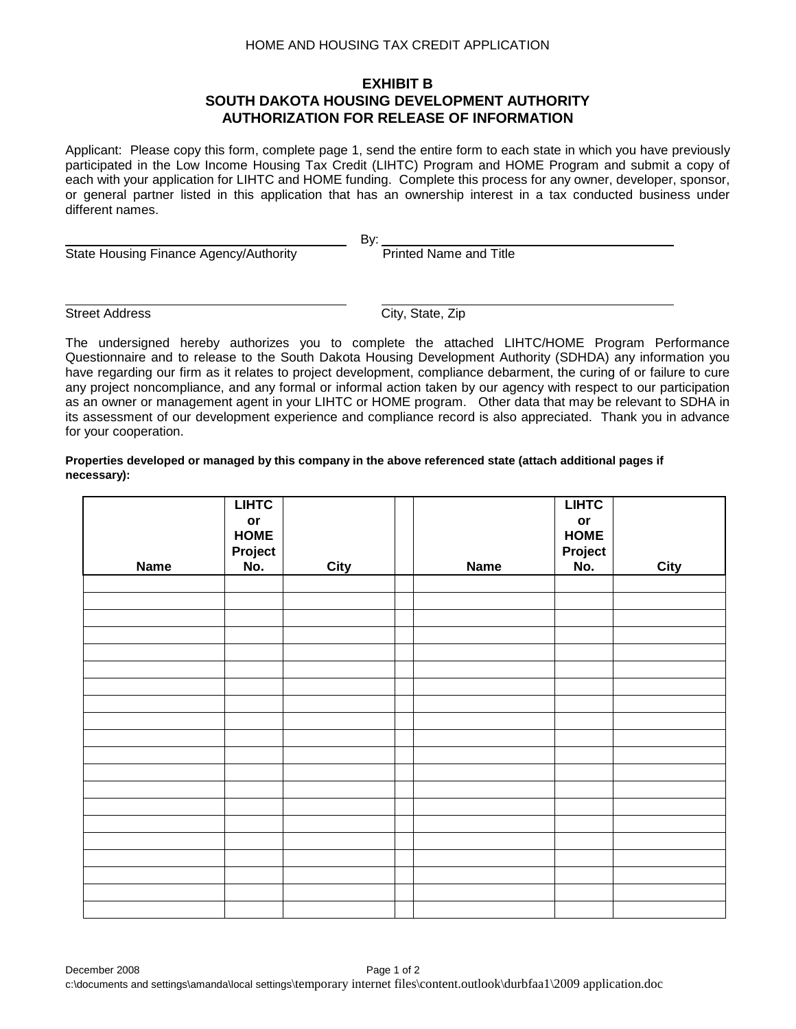HOME AND HOUSING TAX CREDIT APPLICATION

## EXHIBIT B
## SOUTH DAKOTA HOUSING DEVELOPMENT AUTHORITY
## AUTHORIZATION FOR RELEASE OF INFORMATION

Applicant: Please copy this form, complete page 1, send the entire form to each state in which you have previously participated in the Low Income Housing Tax Credit (LIHTC) Program and HOME Program and submit a copy of each with your application for LIHTC and HOME funding. Complete this process for any owner, developer, sponsor, or general partner listed in this application that has an ownership interest in a tax conducted business under different names.

______________________________ By: ______________________________
State Housing Finance Agency/Authority — Printed Name and Title

______________________________ ______________________________
Street Address — City, State, Zip

The undersigned hereby authorizes you to complete the attached LIHTC/HOME Program Performance Questionnaire and to release to the South Dakota Housing Development Authority (SDHDA) any information you have regarding our firm as it relates to project development, compliance debarment, the curing of or failure to cure any project noncompliance, and any formal or informal action taken by our agency with respect to our participation as an owner or management agent in your LIHTC or HOME program. Other data that may be relevant to SDHA in its assessment of our development experience and compliance record is also appreciated. Thank you in advance for your cooperation.

**Properties developed or managed by this company in the above referenced state (attach additional pages if necessary):**

| Name | LIHTC or HOME Project No. | City | | Name | LIHTC or HOME Project No. | City |
|---|---|---|---|---|---|---|
| | | | | | | |
| | | | | | | |
| | | | | | | |
| | | | | | | |
| | | | | | | |
| | | | | | | |
| | | | | | | |
| | | | | | | |
| | | | | | | |
| | | | | | | |
| | | | | | | |
| | | | | | | |
| | | | | | | |
| | | | | | | |
| | | | | | | |
| | | | | | | |
| | | | | | | |
| | | | | | | |
| | | | | | | |
| | | | | | | |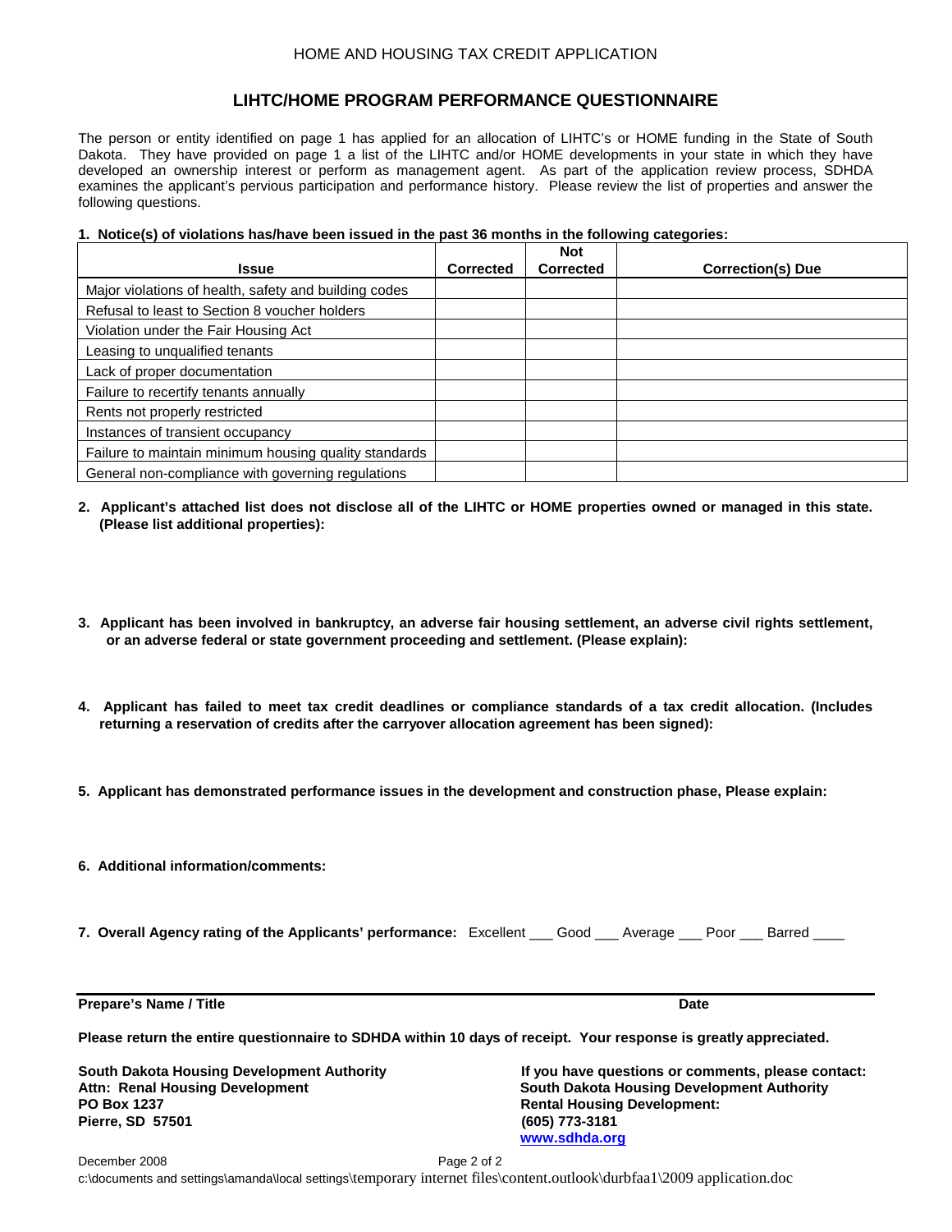HOME AND HOUSING TAX CREDIT APPLICATION

## LIHTC/HOME PROGRAM PERFORMANCE QUESTIONNAIRE

The person or entity identified on page 1 has applied for an allocation of LIHTC's or HOME funding in the State of South Dakota. They have provided on page 1 a list of the LIHTC and/or HOME developments in your state in which they have developed an ownership interest or perform as management agent. As part of the application review process, SDHDA examines the applicant's pervious participation and performance history. Please review the list of properties and answer the following questions.

**1. Notice(s) of violations has/have been issued in the past 36 months in the following categories:**

| Issue | Corrected | Not Corrected | Correction(s) Due |
|---|---|---|---|
| Major violations of health, safety and building codes | | | |
| Refusal to least to Section 8 voucher holders | | | |
| Violation under the Fair Housing Act | | | |
| Leasing to unqualified tenants | | | |
| Lack of proper documentation | | | |
| Failure to recertify tenants annually | | | |
| Rents not properly restricted | | | |
| Instances of transient occupancy | | | |
| Failure to maintain minimum housing quality standards | | | |
| General non-compliance with governing regulations | | | |

**2. Applicant's attached list does not disclose all of the LIHTC or HOME properties owned or managed in this state. (Please list additional properties):**

**3. Applicant has been involved in bankruptcy, an adverse fair housing settlement, an adverse civil rights settlement, or an adverse federal or state government proceeding and settlement. (Please explain):**

**4. Applicant has failed to meet tax credit deadlines or compliance standards of a tax credit allocation. (Includes returning a reservation of credits after the carryover allocation agreement has been signed):**

**5. Applicant has demonstrated performance issues in the development and construction phase, Please explain:**

**6. Additional information/comments:**

**7. Overall Agency rating of the Applicants' performance:** Excellent ___ Good ___ Average ___ Poor ___ Barred ____

**Prepare's Name / Title** **Date**

**Please return the entire questionnaire to SDHDA within 10 days of receipt. Your response is greatly appreciated.**

**South Dakota Housing Development Authority**
**Attn: Renal Housing Development**
**PO Box 1237**
**Pierre, SD 57501**

**If you have questions or comments, please contact:**
**South Dakota Housing Development Authority**
**Rental Housing Development:**
**(605) 773-3181**
**www.sdhda.org**

December 2008

c:\documents and settings\amanda\local settings\temporary internet files\content.outlook\durbfaa1\2009 application.doc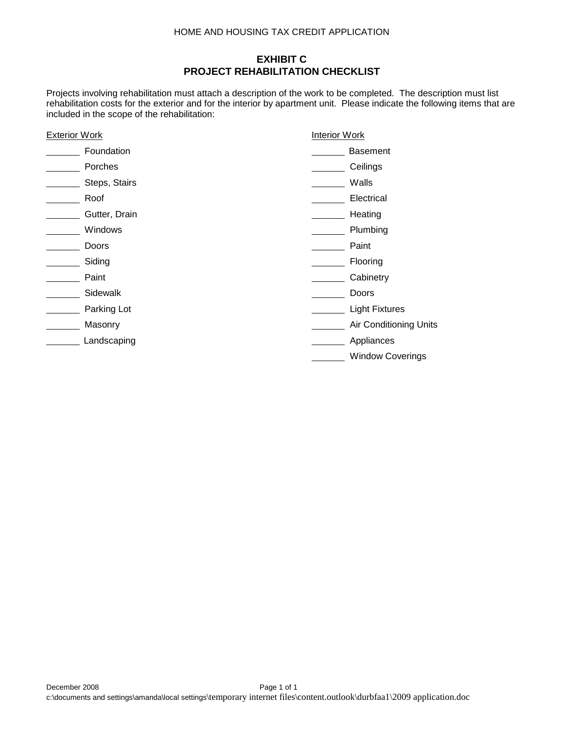# EXHIBIT C
## PROJECT REHABILITATION CHECKLIST

Projects involving rehabilitation must attach a description of the work to be completed. The description must list rehabilitation costs for the exterior and for the interior by apartment unit. Please indicate the following items that are included in the scope of the rehabilitation:

<u>Exterior Work</u>

_______ Foundation
_______ Porches
_______ Steps, Stairs
_______ Roof
_______ Gutter, Drain
_______ Windows
_______ Doors
_______ Siding
_______ Paint
_______ Sidewalk
_______ Parking Lot
_______ Masonry
_______ Landscaping

<u>Interior Work</u>

_______ Basement
_______ Ceilings
_______ Walls
_______ Electrical
_______ Heating
_______ Plumbing
_______ Paint
_______ Flooring
_______ Cabinetry
_______ Doors
_______ Light Fixtures
_______ Air Conditioning Units
_______ Appliances
_______ Window Coverings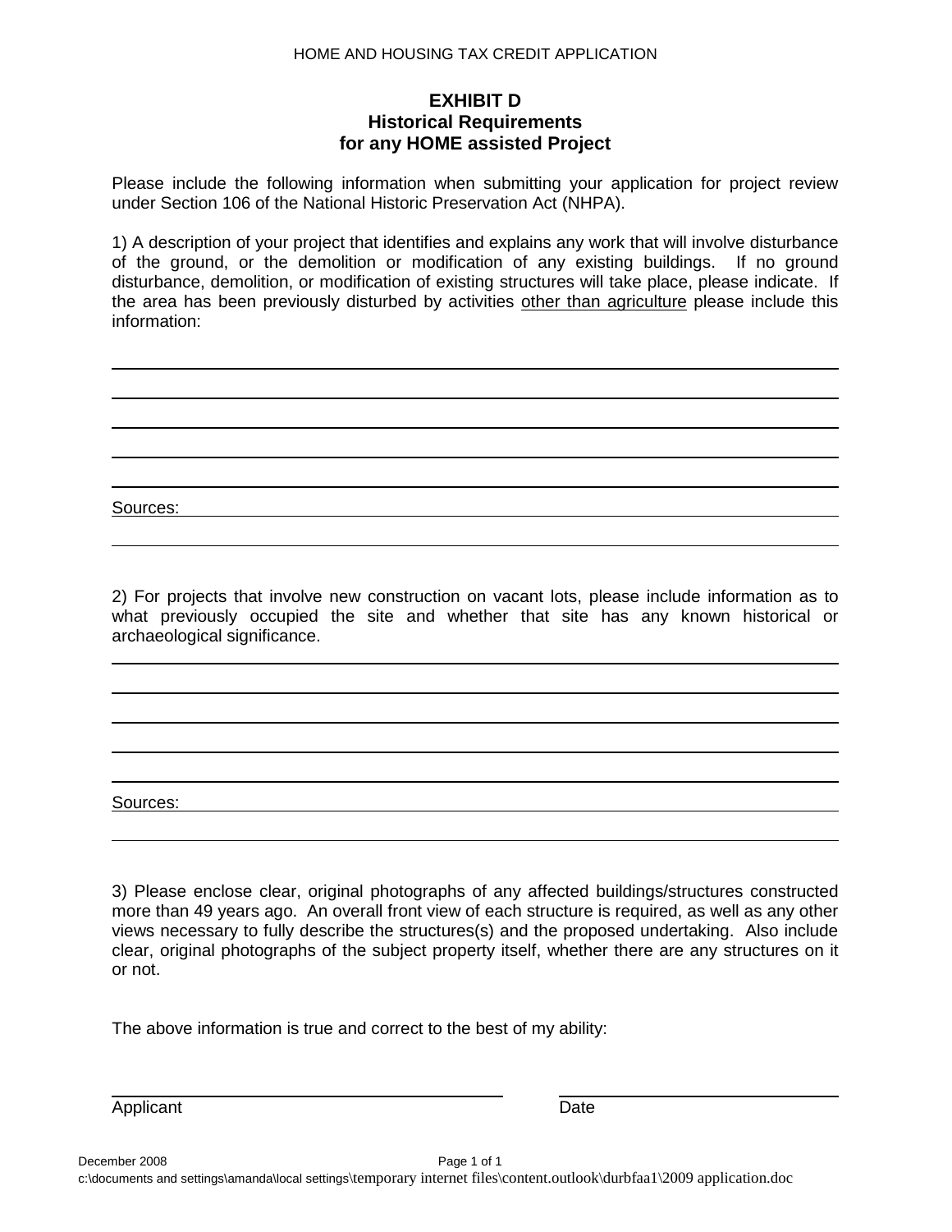## EXHIBIT D
## Historical Requirements
## for any HOME assisted Project

Please include the following information when submitting your application for project review under Section 106 of the National Historic Preservation Act (NHPA).

1) A description of your project that identifies and explains any work that will involve disturbance of the ground, or the demolition or modification of any existing buildings. If no ground disturbance, demolition, or modification of existing structures will take place, please indicate. If the area has been previously disturbed by activities <u>other than agriculture</u> please include this information:

\_\_\_\_\_\_\_\_\_\_\_\_\_\_\_\_\_\_\_\_\_\_\_\_\_\_\_\_\_\_\_\_\_\_\_\_\_\_\_\_\_\_\_\_\_\_\_\_\_\_\_\_\_\_\_\_\_\_\_\_

\_\_\_\_\_\_\_\_\_\_\_\_\_\_\_\_\_\_\_\_\_\_\_\_\_\_\_\_\_\_\_\_\_\_\_\_\_\_\_\_\_\_\_\_\_\_\_\_\_\_\_\_\_\_\_\_\_\_\_\_

\_\_\_\_\_\_\_\_\_\_\_\_\_\_\_\_\_\_\_\_\_\_\_\_\_\_\_\_\_\_\_\_\_\_\_\_\_\_\_\_\_\_\_\_\_\_\_\_\_\_\_\_\_\_\_\_\_\_\_\_

\_\_\_\_\_\_\_\_\_\_\_\_\_\_\_\_\_\_\_\_\_\_\_\_\_\_\_\_\_\_\_\_\_\_\_\_\_\_\_\_\_\_\_\_\_\_\_\_\_\_\_\_\_\_\_\_\_\_\_\_

\_\_\_\_\_\_\_\_\_\_\_\_\_\_\_\_\_\_\_\_\_\_\_\_\_\_\_\_\_\_\_\_\_\_\_\_\_\_\_\_\_\_\_\_\_\_\_\_\_\_\_\_\_\_\_\_\_\_\_\_

Sources: \_\_\_\_\_\_\_\_\_\_\_\_\_\_\_\_\_\_\_\_\_\_\_\_\_\_\_\_\_\_\_\_\_\_\_\_\_\_\_\_\_\_\_\_\_\_\_\_\_\_\_\_

\_\_\_\_\_\_\_\_\_\_\_\_\_\_\_\_\_\_\_\_\_\_\_\_\_\_\_\_\_\_\_\_\_\_\_\_\_\_\_\_\_\_\_\_\_\_\_\_\_\_\_\_\_\_\_\_\_\_\_\_

2) For projects that involve new construction on vacant lots, please include information as to what previously occupied the site and whether that site has any known historical or archaeological significance.

\_\_\_\_\_\_\_\_\_\_\_\_\_\_\_\_\_\_\_\_\_\_\_\_\_\_\_\_\_\_\_\_\_\_\_\_\_\_\_\_\_\_\_\_\_\_\_\_\_\_\_\_\_\_\_\_\_\_\_\_

\_\_\_\_\_\_\_\_\_\_\_\_\_\_\_\_\_\_\_\_\_\_\_\_\_\_\_\_\_\_\_\_\_\_\_\_\_\_\_\_\_\_\_\_\_\_\_\_\_\_\_\_\_\_\_\_\_\_\_\_

\_\_\_\_\_\_\_\_\_\_\_\_\_\_\_\_\_\_\_\_\_\_\_\_\_\_\_\_\_\_\_\_\_\_\_\_\_\_\_\_\_\_\_\_\_\_\_\_\_\_\_\_\_\_\_\_\_\_\_\_

\_\_\_\_\_\_\_\_\_\_\_\_\_\_\_\_\_\_\_\_\_\_\_\_\_\_\_\_\_\_\_\_\_\_\_\_\_\_\_\_\_\_\_\_\_\_\_\_\_\_\_\_\_\_\_\_\_\_\_\_

\_\_\_\_\_\_\_\_\_\_\_\_\_\_\_\_\_\_\_\_\_\_\_\_\_\_\_\_\_\_\_\_\_\_\_\_\_\_\_\_\_\_\_\_\_\_\_\_\_\_\_\_\_\_\_\_\_\_\_\_

Sources: \_\_\_\_\_\_\_\_\_\_\_\_\_\_\_\_\_\_\_\_\_\_\_\_\_\_\_\_\_\_\_\_\_\_\_\_\_\_\_\_\_\_\_\_\_\_\_\_\_\_\_\_

\_\_\_\_\_\_\_\_\_\_\_\_\_\_\_\_\_\_\_\_\_\_\_\_\_\_\_\_\_\_\_\_\_\_\_\_\_\_\_\_\_\_\_\_\_\_\_\_\_\_\_\_\_\_\_\_\_\_\_\_

3) Please enclose clear, original photographs of any affected buildings/structures constructed more than 49 years ago. An overall front view of each structure is required, as well as any other views necessary to fully describe the structures(s) and the proposed undertaking. Also include clear, original photographs of the subject property itself, whether there are any structures on it or not.

The above information is true and correct to the best of my ability:

\_\_\_\_\_\_\_\_\_\_\_\_\_\_\_\_\_\_\_\_\_\_\_\_\_\_\_\_\_\_\_\_\_\_\_\_ \_\_\_\_\_\_\_\_\_\_\_\_\_\_\_\_\_\_\_\_\_\_\_\_

Applicant Date